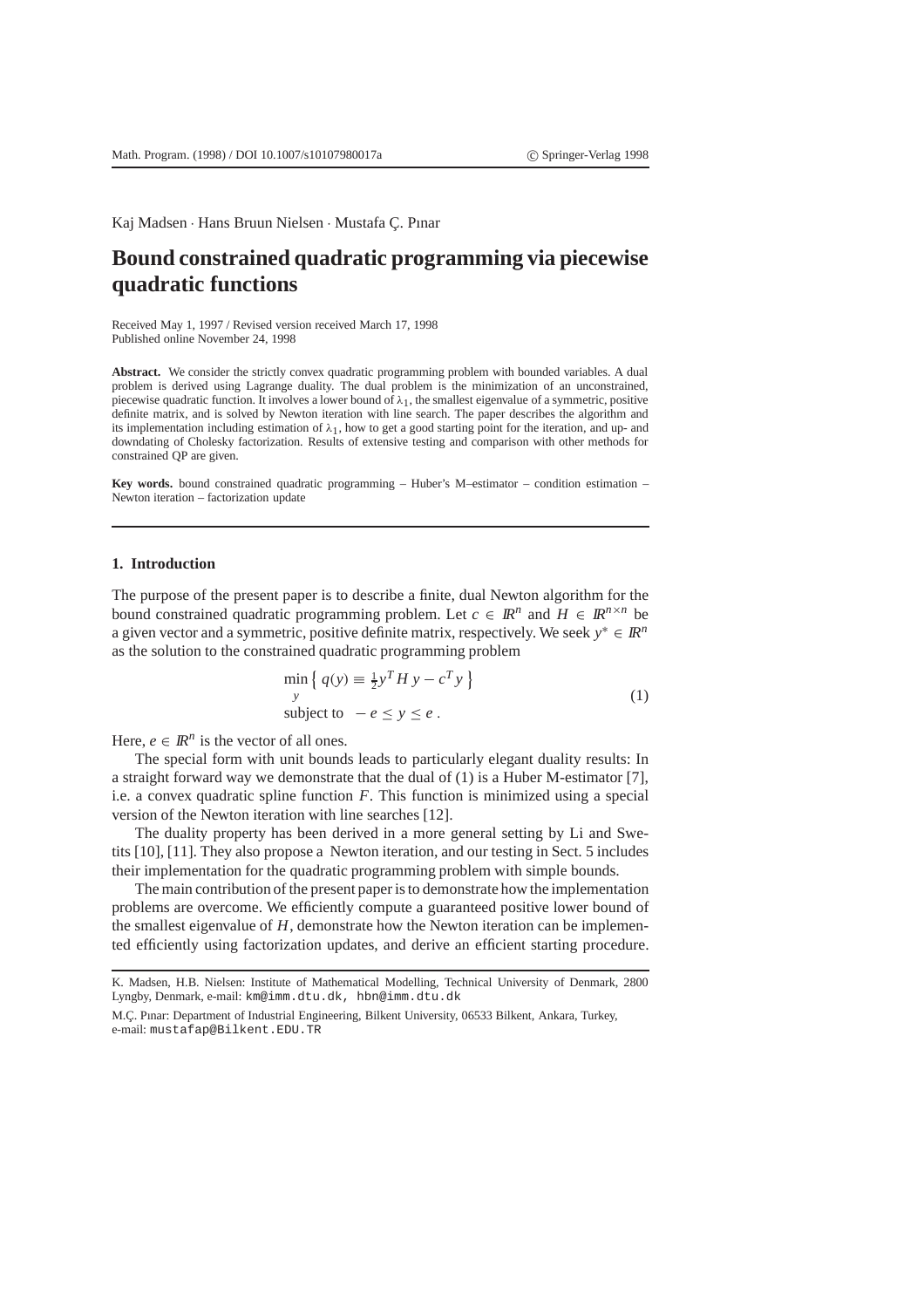Kaj Madsen · Hans Bruun Nielsen · Mustafa Ç. Pınar

# Bound constrained quadratic programming via piecewise quadratic functions

Received May 1, 1997 / Revised version received March 17, 1998
Published online November 24, 1998

**Abstract.** We consider the strictly convex quadratic programming problem with bounded variables. A dual problem is derived using Lagrange duality. The dual problem is the minimization of an unconstrained, piecewise quadratic function. It involves a lower bound of $\lambda_1$, the smallest eigenvalue of a symmetric, positive definite matrix, and is solved by Newton iteration with line search. The paper describes the algorithm and its implementation including estimation of $\lambda_1$, how to get a good starting point for the iteration, and up- and downdating of Cholesky factorization. Results of extensive testing and comparison with other methods for constrained QP are given.

**Key words.** bound constrained quadratic programming – Huber's M–estimator – condition estimation – Newton iteration – factorization update

## 1. Introduction

The purpose of the present paper is to describe a finite, dual Newton algorithm for the bound constrained quadratic programming problem. Let $c \in \mathbb{R}^n$ and $H \in \mathbb{R}^{n\times n}$ be a given vector and a symmetric, positive definite matrix, respectively. We seek $y^* \in \mathbb{R}^n$ as the solution to the constrained quadratic programming problem

$$\min_y \left\{ q(y) \equiv \tfrac{1}{2} y^T H y - c^T y \right\}$$
$$\text{subject to} \quad -e \le y \le e \,. \tag{1}$$

Here, $e \in \mathbb{R}^n$ is the vector of all ones.

The special form with unit bounds leads to particularly elegant duality results: In a straight forward way we demonstrate that the dual of (1) is a Huber M-estimator [7], i.e. a convex quadratic spline function $F$. This function is minimized using a special version of the Newton iteration with line searches [12].

The duality property has been derived in a more general setting by Li and Swetits [10], [11]. They also propose a Newton iteration, and our testing in Sect. 5 includes their implementation for the quadratic programming problem with simple bounds.

The main contribution of the present paper is to demonstrate how the implementation problems are overcome. We efficiently compute a guaranteed positive lower bound of the smallest eigenvalue of $H$, demonstrate how the Newton iteration can be implemented efficiently using factorization updates, and derive an efficient starting procedure.

K. Madsen, H.B. Nielsen: Institute of Mathematical Modelling, Technical University of Denmark, 2800 Lyngby, Denmark, e-mail: km@imm.dtu.dk, hbn@imm.dtu.dk

M.Ç. Pınar: Department of Industrial Engineering, Bilkent University, 06533 Bilkent, Ankara, Turkey, e-mail: mustafap@Bilkent.EDU.TR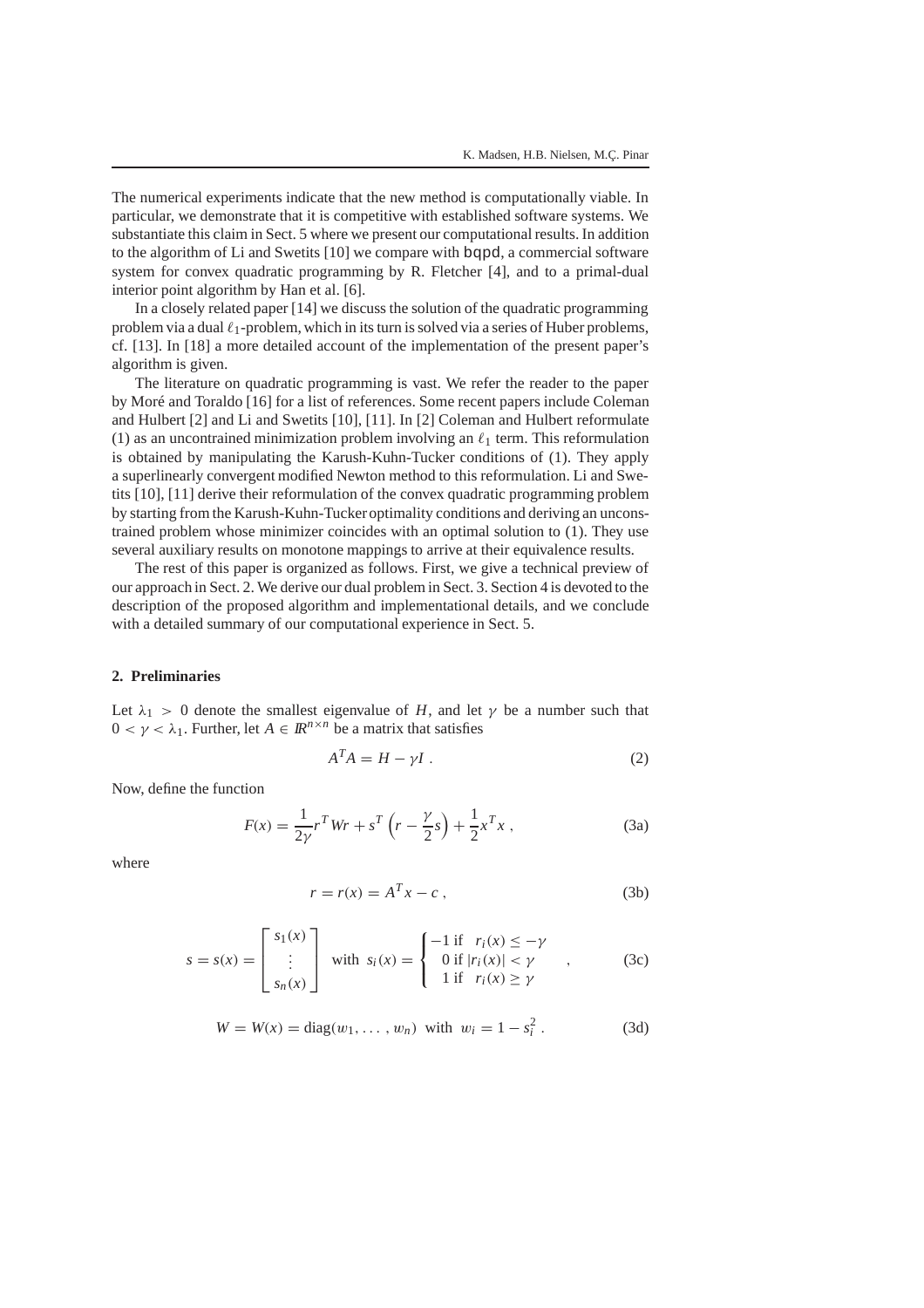The numerical experiments indicate that the new method is computationally viable. In particular, we demonstrate that it is competitive with established software systems. We substantiate this claim in Sect. 5 where we present our computational results. In addition to the algorithm of Li and Swetits [10] we compare with `bqpd`, a commercial software system for convex quadratic programming by R. Fletcher [4], and to a primal-dual interior point algorithm by Han et al. [6].

In a closely related paper [14] we discuss the solution of the quadratic programming problem via a dual $\ell_1$-problem, which in its turn is solved via a series of Huber problems, cf. [13]. In [18] a more detailed account of the implementation of the present paper's algorithm is given.

The literature on quadratic programming is vast. We refer the reader to the paper by Moré and Toraldo [16] for a list of references. Some recent papers include Coleman and Hulbert [2] and Li and Swetits [10], [11]. In [2] Coleman and Hulbert reformulate (1) as an uncontrained minimization problem involving an $\ell_1$ term. This reformulation is obtained by manipulating the Karush-Kuhn-Tucker conditions of (1). They apply a superlinearly convergent modified Newton method to this reformulation. Li and Swetits [10], [11] derive their reformulation of the convex quadratic programming problem by starting from the Karush-Kuhn-Tucker optimality conditions and deriving an unconstrained problem whose minimizer coincides with an optimal solution to (1). They use several auxiliary results on monotone mappings to arrive at their equivalence results.

The rest of this paper is organized as follows. First, we give a technical preview of our approach in Sect. 2. We derive our dual problem in Sect. 3. Section 4 is devoted to the description of the proposed algorithm and implementational details, and we conclude with a detailed summary of our computational experience in Sect. 5.

## 2. Preliminaries

Let $\lambda_1 > 0$ denote the smallest eigenvalue of $H$, and let $\gamma$ be a number such that $0 < \gamma < \lambda_1$. Further, let $A \in \mathbb{R}^{n \times n}$ be a matrix that satisfies

$$A^T A = H - \gamma I \, . \tag{2}$$

Now, define the function

$$F(x) = \frac{1}{2\gamma} r^T W r + s^T \left( r - \frac{\gamma}{2} s \right) + \frac{1}{2} x^T x \, , \tag{3a}$$

where

$$r = r(x) = A^T x - c \, , \tag{3b}$$

$$s = s(x) = \begin{bmatrix} s_1(x) \\ \vdots \\ s_n(x) \end{bmatrix} \text{ with } s_i(x) = \begin{cases} -1 \text{ if } & r_i(x) \le -\gamma \\ \ \ 0 \text{ if } & |r_i(x)| < \gamma \\ \ \ 1 \text{ if } & r_i(x) \ge \gamma \end{cases} \, , \tag{3c}$$

$$W = W(x) = \operatorname{diag}(w_1, \dots , w_n) \text{ with } w_i = 1 - s_i^2 \, . \tag{3d}$$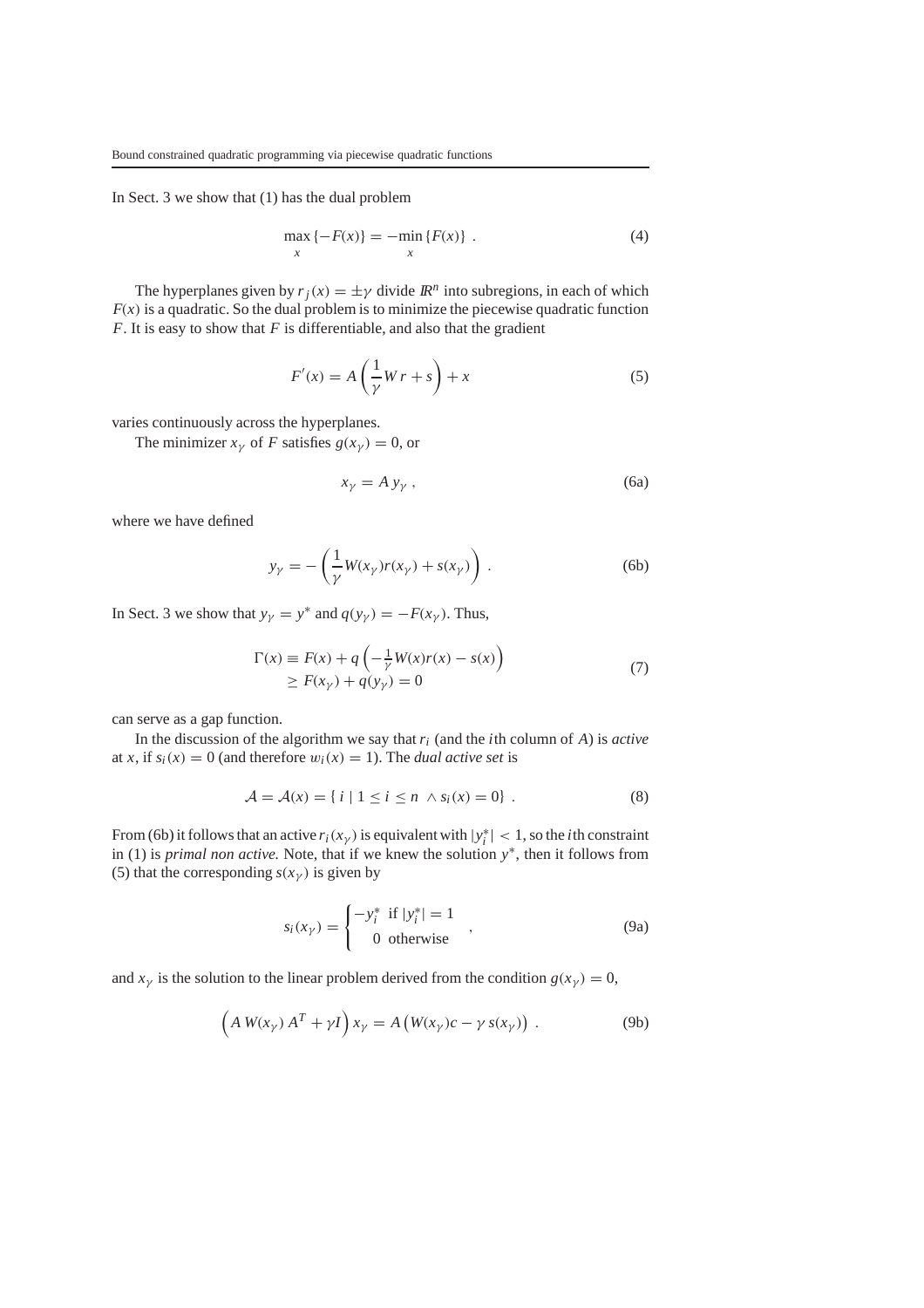In Sect. 3 we show that (1) has the dual problem

$$\max_x \{-F(x)\} = -\min_x \{F(x)\} \ . \tag{4}$$

The hyperplanes given by $r_j(x) = \pm\gamma$ divide $\mathbb{R}^n$ into subregions, in each of which $F(x)$ is a quadratic. So the dual problem is to minimize the piecewise quadratic function $F$. It is easy to show that $F$ is differentiable, and also that the gradient

$$F'(x) = A\left(\frac{1}{\gamma}W\,r + s\right) + x \tag{5}$$

varies continuously across the hyperplanes.

The minimizer $x_\gamma$ of $F$ satisfies $g(x_\gamma) = 0$, or

$$x_\gamma = A\,y_\gamma \ , \tag{6a}$$

where we have defined

$$y_\gamma = -\left(\frac{1}{\gamma}W(x_\gamma)r(x_\gamma) + s(x_\gamma)\right) \ . \tag{6b}$$

In Sect. 3 we show that $y_\gamma = y^*$ and $q(y_\gamma) = -F(x_\gamma)$. Thus,

$$\begin{aligned} \Gamma(x) &\equiv F(x) + q\left(-\tfrac{1}{\gamma}W(x)r(x) - s(x)\right) \\ &\geq F(x_\gamma) + q(y_\gamma) = 0 \end{aligned} \tag{7}$$

can serve as a gap function.

In the discussion of the algorithm we say that $r_i$ (and the $i$th column of $A$) is *active* at $x$, if $s_i(x) = 0$ (and therefore $w_i(x) = 1$). The *dual active set* is

$$\mathcal{A} = \mathcal{A}(x) = \{\, i \mid 1 \leq i \leq n \ \wedge s_i(x) = 0 \} \ . \tag{8}$$

From (6b) it follows that an active $r_i(x_\gamma)$ is equivalent with $|y_i^*| < 1$, so the $i$th constraint in (1) is *primal non active.* Note, that if we knew the solution $y^*$, then it follows from (5) that the corresponding $s(x_\gamma)$ is given by

$$s_i(x_\gamma) = \begin{cases} -y_i^* & \text{if } |y_i^*| = 1 \\ \ \ 0 & \text{otherwise} \end{cases} \ , \tag{9a}$$

and $x_\gamma$ is the solution to the linear problem derived from the condition $g(x_\gamma) = 0$,

$$\left(A\,W(x_\gamma)\,A^T + \gamma I\right)x_\gamma = A\left(W(x_\gamma)c - \gamma\, s(x_\gamma)\right) \ . \tag{9b}$$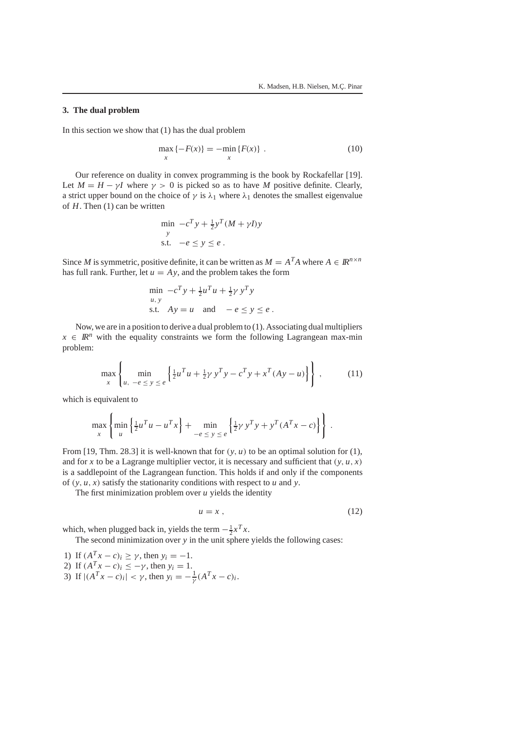## 3. The dual problem

In this section we show that (1) has the dual problem

$$\max_x \{-F(x)\} = -\min_x \{F(x)\} \ . \tag{10}$$

Our reference on duality in convex programming is the book by Rockafellar [19]. Let $M = H - \gamma I$ where $\gamma > 0$ is picked so as to have $M$ positive definite. Clearly, a strict upper bound on the choice of $\gamma$ is $\lambda_1$ where $\lambda_1$ denotes the smallest eigenvalue of $H$. Then (1) can be written

$$\begin{aligned} \min_y \ & -c^T y + \tfrac{1}{2} y^T (M + \gamma I) y \\ \text{s.t.} \ & -e \le y \le e \ . \end{aligned}$$

Since $M$ is symmetric, positive definite, it can be written as $M = A^T A$ where $A \in I\!R^{n \times n}$ has full rank. Further, let $u = Ay$, and the problem takes the form

$$\begin{aligned} \min_{u,\, y} \ & -c^T y + \tfrac{1}{2} u^T u + \tfrac{1}{2} \gamma \, y^T y \\ \text{s.t.} \ & Ay = u \quad \text{and} \quad -e \le y \le e \ . \end{aligned}$$

Now, we are in a position to derive a dual problem to (1). Associating dual multipliers $x \in I\!R^n$ with the equality constraints we form the following Lagrangean max-min problem:

$$\max_x \left\{ \min_{u,\ -e \le y \le e} \left\{ \tfrac{1}{2} u^T u + \tfrac{1}{2} \gamma \, y^T y - c^T y + x^T (Ay - u) \right\} \right\} \ , \tag{11}$$

which is equivalent to

$$\max_x \left\{ \min_u \left\{ \tfrac{1}{2} u^T u - u^T x \right\} + \min_{-e \le y \le e} \left\{ \tfrac{1}{2} \gamma \, y^T y + y^T (A^T x - c) \right\} \right\} \ .$$

From [19, Thm. 28.3] it is well-known that for $(y, u)$ to be an optimal solution for (1), and for $x$ to be a Lagrange multiplier vector, it is necessary and sufficient that $(y, u, x)$ is a saddlepoint of the Lagrangean function. This holds if and only if the components of $(y, u, x)$ satisfy the stationarity conditions with respect to $u$ and $y$.

The first minimization problem over $u$ yields the identity

$$u = x \ , \tag{12}$$

which, when plugged back in, yields the term $-\frac{1}{2} x^T x$.

The second minimization over $y$ in the unit sphere yields the following cases:

1) If $(A^T x - c)_i \ge \gamma$, then $y_i = -1$.
2) If $(A^T x - c)_i \le -\gamma$, then $y_i = 1$.
3) If $|(A^T x - c)_i| < \gamma$, then $y_i = -\frac{1}{\gamma} (A^T x - c)_i$.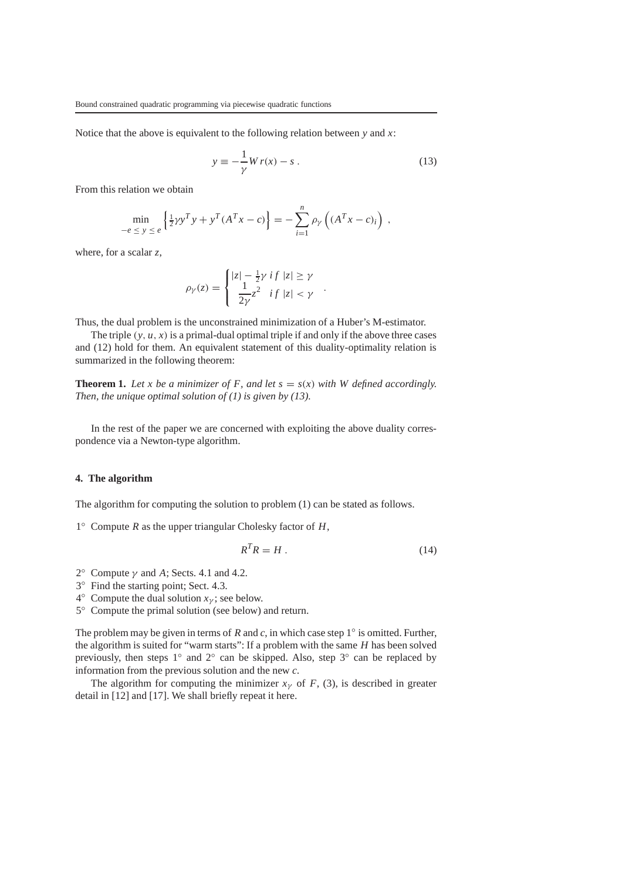Notice that the above is equivalent to the following relation between $y$ and $x$:

$$y \equiv -\frac{1}{\gamma} W r(x) - s \, . \tag{13}$$

From this relation we obtain

$$\min_{-e \leq y \leq e} \left\{ \tfrac{1}{2}\gamma y^T y + y^T (A^T x - c) \right\} = -\sum_{i=1}^{n} \rho_\gamma \left( (A^T x - c)_i \right) \, ,$$

where, for a scalar $z$,

$$\rho_\gamma(z) = \begin{cases} |z| - \frac{1}{2}\gamma \;\; if \;\; |z| \geq \gamma \\ \dfrac{1}{2\gamma} z^2 \;\;\; if \;\; |z| < \gamma \end{cases} .$$

Thus, the dual problem is the unconstrained minimization of a Huber's M-estimator.

The triple $(y, u, x)$ is a primal-dual optimal triple if and only if the above three cases and (12) hold for them. An equivalent statement of this duality-optimality relation is summarized in the following theorem:

**Theorem 1.** *Let $x$ be a minimizer of $F$, and let $s = s(x)$ with $W$ defined accordingly. Then, the unique optimal solution of (1) is given by (13).*

In the rest of the paper we are concerned with exploiting the above duality correspondence via a Newton-type algorithm.

## 4. The algorithm

The algorithm for computing the solution to problem (1) can be stated as follows.

$1^\circ$ Compute $R$ as the upper triangular Cholesky factor of $H$,

$$R^T R = H \, . \tag{14}$$

$2^\circ$ Compute $\gamma$ and $A$; Sects. 4.1 and 4.2.
$3^\circ$ Find the starting point; Sect. 4.3.
$4^\circ$ Compute the dual solution $x_\gamma$; see below.
$5^\circ$ Compute the primal solution (see below) and return.

The problem may be given in terms of $R$ and $c$, in which case step $1^\circ$ is omitted. Further, the algorithm is suited for "warm starts": If a problem with the same $H$ has been solved previously, then steps $1^\circ$ and $2^\circ$ can be skipped. Also, step $3^\circ$ can be replaced by information from the previous solution and the new $c$.

The algorithm for computing the minimizer $x_\gamma$ of $F$, (3), is described in greater detail in [12] and [17]. We shall briefly repeat it here.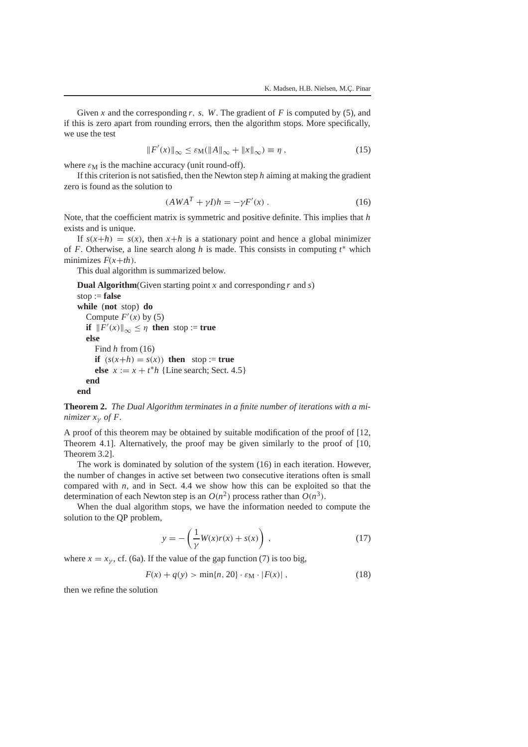Given $x$ and the corresponding $r,\ s,\ W$. The gradient of $F$ is computed by (5), and if this is zero apart from rounding errors, then the algorithm stops. More specifically, we use the test

$$\|F'(x)\|_\infty \le \varepsilon_{\mathrm{M}}(\|A\|_\infty + \|x\|_\infty) \equiv \eta\ , \tag{15}$$

where $\varepsilon_{\mathrm{M}}$ is the machine accuracy (unit round-off).

If this criterion is not satisfied, then the Newton step $h$ aiming at making the gradient zero is found as the solution to

$$(AWA^T + \gamma I)h = -\gamma F'(x)\ . \tag{16}$$

Note, that the coefficient matrix is symmetric and positive definite. This implies that $h$ exists and is unique.

If $s(x+h) = s(x)$, then $x+h$ is a stationary point and hence a global minimizer of $F$. Otherwise, a line search along $h$ is made. This consists in computing $t^*$ which minimizes $F(x+th)$.

This dual algorithm is summarized below.

**Dual Algorithm**(Given starting point $x$ and corresponding $r$ and $s$)
stop := **false**
**while** (**not** stop) **do**
  Compute $F'(x)$ by (5)
  **if** $\|F'(x)\|_\infty \le \eta$ **then** stop := **true**
  **else**
    Find $h$ from (16)
    **if** $(s(x+h) = s(x))$ **then** stop := **true**
    **else** $x := x + t^*h$ {Line search; Sect. 4.5}
  **end**
**end**

**Theorem 2.** *The Dual Algorithm terminates in a finite number of iterations with a minimizer $x_\gamma$ of $F$.*

A proof of this theorem may be obtained by suitable modification of the proof of [12, Theorem 4.1]. Alternatively, the proof may be given similarly to the proof of [10, Theorem 3.2].

The work is dominated by solution of the system (16) in each iteration. However, the number of changes in active set between two consecutive iterations often is small compared with $n$, and in Sect. 4.4 we show how this can be exploited so that the determination of each Newton step is an $O(n^2)$ process rather than $O(n^3)$.

When the dual algorithm stops, we have the information needed to compute the solution to the QP problem,

$$y = -\left(\frac{1}{\gamma}W(x)r(x) + s(x)\right)\ , \tag{17}$$

where $x = x_\gamma$, cf. (6a). If the value of the gap function (7) is too big,

$$F(x) + q(y) > \min\{n, 20\} \cdot \varepsilon_{\mathrm{M}} \cdot |F(x)|\ , \tag{18}$$

then we refine the solution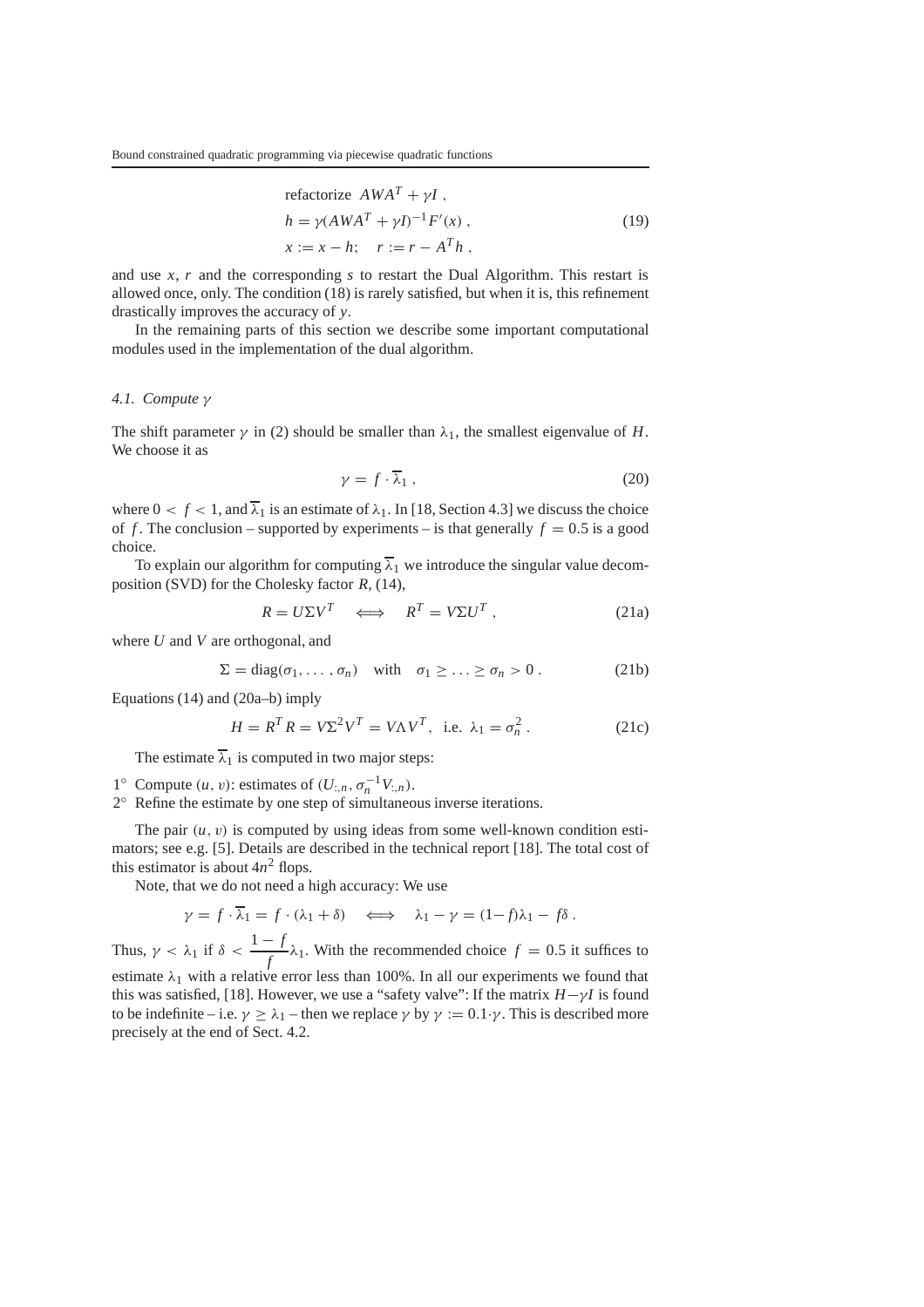$$
\begin{aligned}
&\text{refactorize } \; AWA^T + \gamma I \,, \\
&h = \gamma(AWA^T + \gamma I)^{-1} F'(x) \,, \\
&x := x - h; \quad r := r - A^T h \,,
\end{aligned}
\tag{19}
$$

and use $x$, $r$ and the corresponding $s$ to restart the Dual Algorithm. This restart is allowed once, only. The condition (18) is rarely satisfied, but when it is, this refinement drastically improves the accuracy of $y$.

In the remaining parts of this section we describe some important computational modules used in the implementation of the dual algorithm.

### 4.1. Compute $\gamma$

The shift parameter $\gamma$ in (2) should be smaller than $\lambda_1$, the smallest eigenvalue of $H$. We choose it as

$$
\gamma = f \cdot \overline{\lambda}_1 \,, \tag{20}
$$

where $0 < f < 1$, and $\overline{\lambda}_1$ is an estimate of $\lambda_1$. In [18, Section 4.3] we discuss the choice of $f$. The conclusion – supported by experiments – is that generally $f = 0.5$ is a good choice.

To explain our algorithm for computing $\overline{\lambda}_1$ we introduce the singular value decomposition (SVD) for the Cholesky factor $R$, (14),

$$
R = U\Sigma V^T \quad \Longleftrightarrow \quad R^T = V\Sigma U^T \,, \tag{21a}
$$

where $U$ and $V$ are orthogonal, and

$$
\Sigma = \operatorname{diag}(\sigma_1, \ldots, \sigma_n) \quad \text{with} \quad \sigma_1 \geq \ldots \geq \sigma_n > 0 \,. \tag{21b}
$$

Equations (14) and (20a–b) imply

$$
H = R^T R = V\Sigma^2 V^T = V\Lambda V^T, \;\; \text{i.e.}\;\; \lambda_1 = \sigma_n^2 \,. \tag{21c}
$$

The estimate $\overline{\lambda}_1$ is computed in two major steps:

1° Compute $(u, v)$: estimates of $(U_{:,n}, \sigma_n^{-1} V_{:,n})$.
2° Refine the estimate by one step of simultaneous inverse iterations.

The pair $(u, v)$ is computed by using ideas from some well-known condition estimators; see e.g. [5]. Details are described in the technical report [18]. The total cost of this estimator is about $4n^2$ flops.

Note, that we do not need a high accuracy: We use

$$
\gamma = f \cdot \overline{\lambda}_1 = f \cdot (\lambda_1 + \delta) \quad \Longleftrightarrow \quad \lambda_1 - \gamma = (1-f)\lambda_1 - f\delta \,.
$$

Thus, $\gamma < \lambda_1$ if $\delta < \dfrac{1-f}{f}\lambda_1$. With the recommended choice $f = 0.5$ it suffices to estimate $\lambda_1$ with a relative error less than 100%. In all our experiments we found that this was satisfied, [18]. However, we use a "safety valve": If the matrix $H - \gamma I$ is found to be indefinite – i.e. $\gamma \geq \lambda_1$ – then we replace $\gamma$ by $\gamma := 0.1 \cdot \gamma$. This is described more precisely at the end of Sect. 4.2.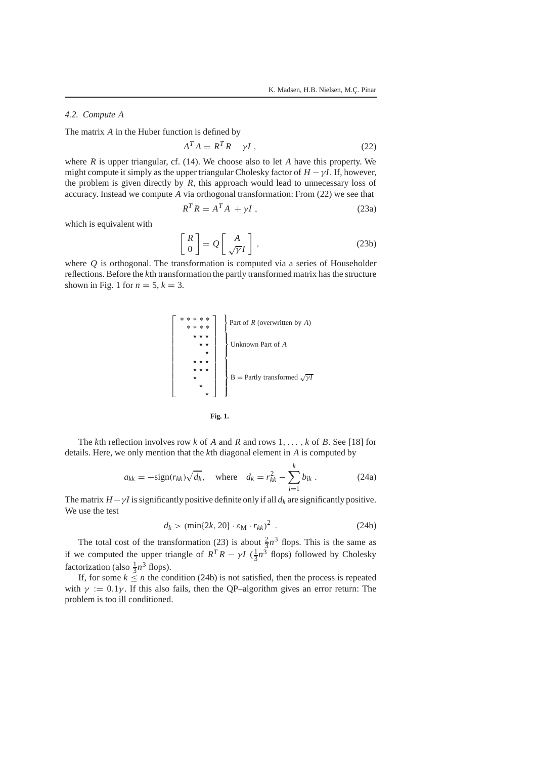### 4.2. Compute $A$

The matrix $A$ in the Huber function is defined by

$$A^T A = R^T R - \gamma I \, , \tag{22}$$

where $R$ is upper triangular, cf. (14). We choose also to let $A$ have this property. We might compute it simply as the upper triangular Cholesky factor of $H - \gamma I$. If, however, the problem is given directly by $R$, this approach would lead to unnecessary loss of accuracy. Instead we compute $A$ via orthogonal transformation: From (22) we see that

$$R^T R = A^T A + \gamma I \, , \tag{23a}$$

which is equivalent with

$$\begin{bmatrix} R \\ 0 \end{bmatrix} = Q \begin{bmatrix} A \\ \sqrt{\gamma} I \end{bmatrix} , \tag{23b}$$

where $Q$ is orthogonal. The transformation is computed via a series of Householder reflections. Before the $k$th transformation the partly transformed matrix has the structure shown in Fig. 1 for $n = 5$, $k = 3$.

```
┌ * * * * * ┐ } Part of R (overwritten by A)
│   * * * * │
│     ⋆ ⋆ ⋆ │ }
│       ⋆ ⋆ │ } Unknown Part of A
│         ⋆ │ }
│     ⋆ ⋆ ⋆ │ }
│     ⋆ ⋆ ⋆ │ }
│     ⋆     │ } B = Partly transformed √γI
│       ⋆   │ }
└         ⋆ ┘ }
```

**Fig. 1.**

The $k$th reflection involves row $k$ of $A$ and $R$ and rows $1, \ldots, k$ of $B$. See [18] for details. Here, we only mention that the $k$th diagonal element in $A$ is computed by

$$a_{kk} = -\text{sign}(r_{kk})\sqrt{d_k}, \quad \text{where} \quad d_k = r_{kk}^2 - \sum_{i=1}^{k} b_{ik} \, . \tag{24a}$$

The matrix $H - \gamma I$ is significantly positive definite only if all $d_k$ are significantly positive. We use the test

$$d_k > (\min\{2k, 20\} \cdot \varepsilon_M \cdot r_{kk})^2 \, . \tag{24b}$$

The total cost of the transformation (23) is about $\frac{2}{3}n^3$ flops. This is the same as if we computed the upper triangle of $R^T R - \gamma I$ ($\frac{1}{3}n^3$ flops) followed by Cholesky factorization (also $\frac{1}{3}n^3$ flops).

If, for some $k \leq n$ the condition (24b) is not satisfied, then the process is repeated with $\gamma := 0.1\gamma$. If this also fails, then the QP–algorithm gives an error return: The problem is too ill conditioned.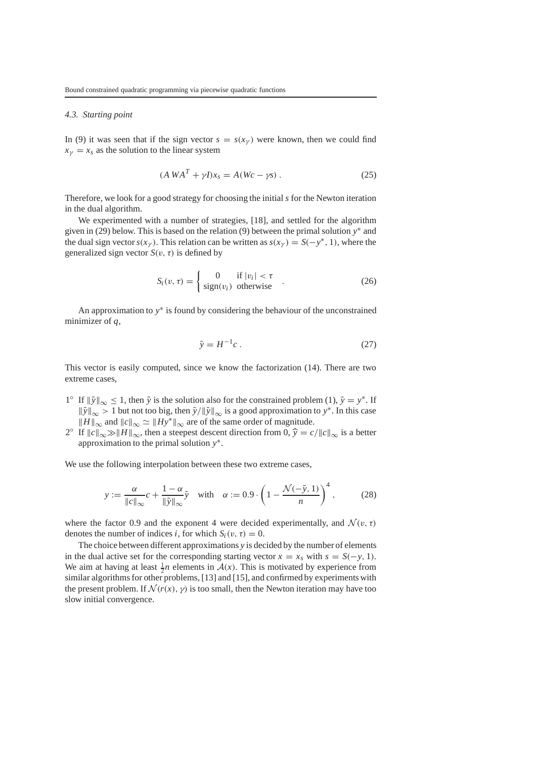### 4.3. Starting point

In (9) it was seen that if the sign vector $s = s(x_\gamma)$ were known, then we could find $x_\gamma = x_s$ as the solution to the linear system

$$(A\,WA^T + \gamma I)x_s = A(Wc - \gamma s)\,. \tag{25}$$

Therefore, we look for a good strategy for choosing the initial $s$ for the Newton iteration in the dual algorithm.

We experimented with a number of strategies, [18], and settled for the algorithm given in (29) below. This is based on the relation (9) between the primal solution $y^*$ and the dual sign vector $s(x_\gamma)$. This relation can be written as $s(x_\gamma) = S(-y^*, 1)$, where the generalized sign vector $S(v, \tau)$ is defined by

$$S_i(v,\tau) = \begin{cases} 0 & \text{if } |v_i| < \tau \\ \text{sign}(v_i) & \text{otherwise} \end{cases} \,. \tag{26}$$

An approximation to $y^*$ is found by considering the behaviour of the unconstrained minimizer of $q$,

$$\tilde{y} = H^{-1}c\,. \tag{27}$$

This vector is easily computed, since we know the factorization (14). There are two extreme cases,

1° If $\|\tilde{y}\|_\infty \le 1$, then $\tilde{y}$ is the solution also for the constrained problem (1), $\tilde{y} = y^*$. If $\|\tilde{y}\|_\infty > 1$ but not too big, then $\tilde{y}/\|\tilde{y}\|_\infty$ is a good approximation to $y^*$. In this case $\|H\|_\infty$ and $\|c\|_\infty \simeq \|Hy^*\|_\infty$ are of the same order of magnitude.

2° If $\|c\|_\infty \gg \|H\|_\infty$, then a steepest descent direction from 0, $\widehat{y} = c/\|c\|_\infty$ is a better approximation to the primal solution $y^*$.

We use the following interpolation between these two extreme cases,

$$y := \frac{\alpha}{\|c\|_\infty}c + \frac{1-\alpha}{\|\tilde{y}\|_\infty}\tilde{y} \quad \text{with} \quad \alpha := 0.9 \cdot \left(1 - \frac{\mathcal{N}(-\tilde{y}, 1)}{n}\right)^4, \tag{28}$$

where the factor 0.9 and the exponent 4 were decided experimentally, and $\mathcal{N}(v, \tau)$ denotes the number of indices $i$, for which $S_i(v, \tau) = 0$.

The choice between different approximations $y$ is decided by the number of elements in the dual active set for the corresponding starting vector $x = x_s$ with $s = S(-y, 1)$. We aim at having at least $\frac{1}{2}n$ elements in $\mathcal{A}(x)$. This is motivated by experience from similar algorithms for other problems, [13] and [15], and confirmed by experiments with the present problem. If $\mathcal{N}(r(x), \gamma)$ is too small, then the Newton iteration may have too slow initial convergence.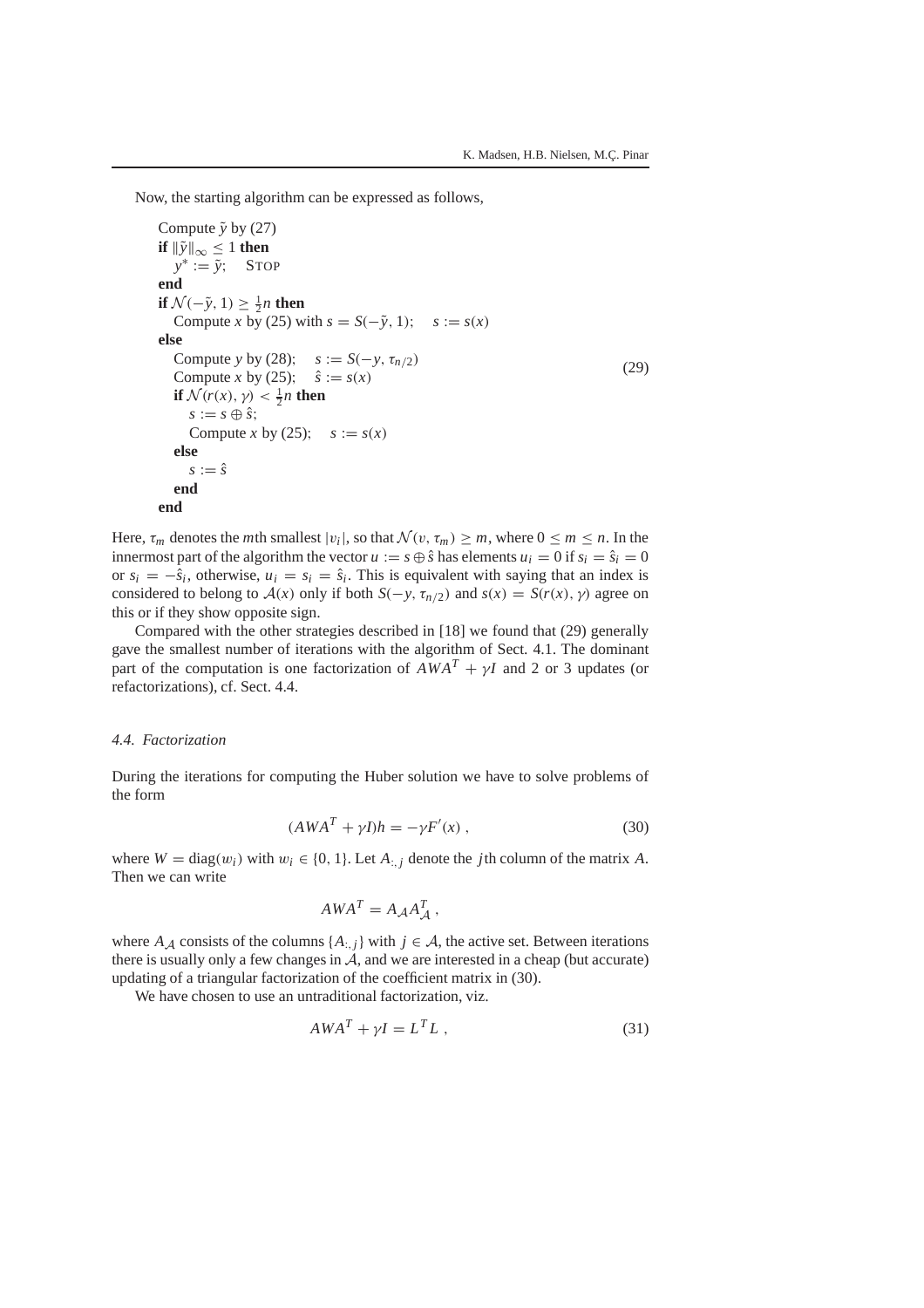Now, the starting algorithm can be expressed as follows,

$$
\begin{array}{l}
\text{Compute } \tilde{y} \text{ by (27)} \\
\textbf{if } \|\tilde{y}\|_\infty \le 1 \textbf{ then} \\
\quad y^* := \tilde{y}; \quad \text{STOP} \\
\textbf{end} \\
\textbf{if } \mathcal{N}(-\tilde{y}, 1) \ge \frac{1}{2}n \textbf{ then} \\
\quad \text{Compute } x \text{ by (25) with } s = S(-\tilde{y}, 1); \quad s := s(x) \\
\textbf{else} \\
\quad \text{Compute } y \text{ by (28);} \quad s := S(-y, \tau_{n/2}) \\
\quad \text{Compute } x \text{ by (25);} \quad \hat{s} := s(x) \\
\quad \textbf{if } \mathcal{N}(r(x), \gamma) < \frac{1}{2}n \textbf{ then} \\
\quad\quad s := s \oplus \hat{s}; \\
\quad\quad \text{Compute } x \text{ by (25);} \quad s := s(x) \\
\quad \textbf{else} \\
\quad\quad s := \hat{s} \\
\quad \textbf{end} \\
\textbf{end}
\end{array}
\tag{29}
$$

Here, $\tau_m$ denotes the $m$th smallest $|v_i|$, so that $\mathcal{N}(v, \tau_m) \ge m$, where $0 \le m \le n$. In the innermost part of the algorithm the vector $u := s \oplus \hat{s}$ has elements $u_i = 0$ if $s_i = \hat{s}_i = 0$ or $s_i = -\hat{s}_i$, otherwise, $u_i = s_i = \hat{s}_i$. This is equivalent with saying that an index is considered to belong to $\mathcal{A}(x)$ only if both $S(-y, \tau_{n/2})$ and $s(x) = S(r(x), \gamma)$ agree on this or if they show opposite sign.

Compared with the other strategies described in [18] we found that (29) generally gave the smallest number of iterations with the algorithm of Sect. 4.1. The dominant part of the computation is one factorization of $AWA^T + \gamma I$ and 2 or 3 updates (or refactorizations), cf. Sect. 4.4.

### *4.4. Factorization*

During the iterations for computing the Huber solution we have to solve problems of the form

$$
(AWA^T + \gamma I)h = -\gamma F'(x) \,, \tag{30}
$$

where $W = \text{diag}(w_i)$ with $w_i \in \{0, 1\}$. Let $A_{:,j}$ denote the $j$th column of the matrix $A$. Then we can write

$$
AWA^T = A_{\mathcal{A}} A_{\mathcal{A}}^T \,,
$$

where $A_{\mathcal{A}}$ consists of the columns $\{A_{:,j}\}$ with $j \in \mathcal{A}$, the active set. Between iterations there is usually only a few changes in $\mathcal{A}$, and we are interested in a cheap (but accurate) updating of a triangular factorization of the coefficient matrix in (30).

We have chosen to use an untraditional factorization, viz.

$$
AWA^T + \gamma I = L^T L \,, \tag{31}
$$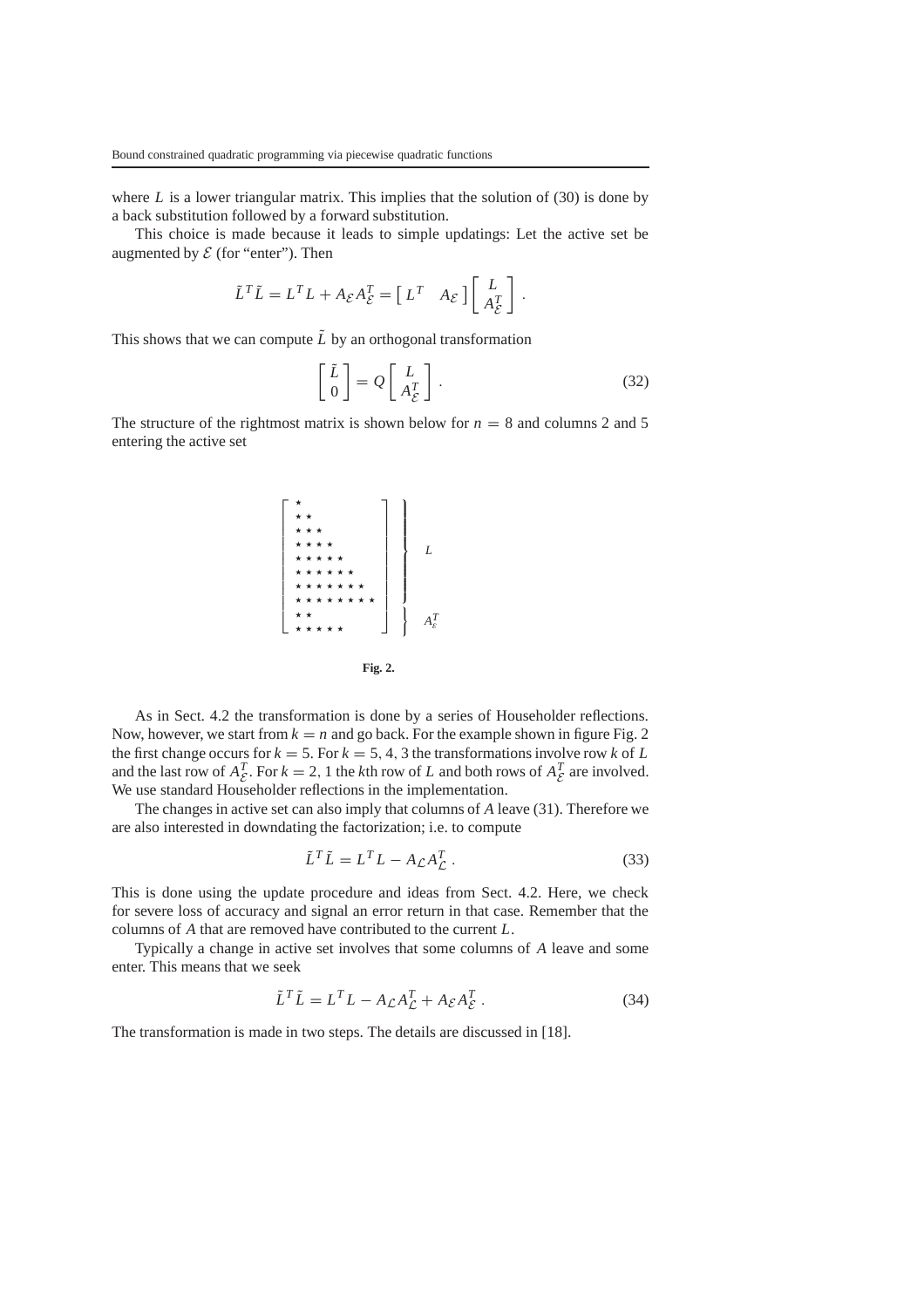where $L$ is a lower triangular matrix. This implies that the solution of (30) is done by a back substitution followed by a forward substitution.

This choice is made because it leads to simple updatings: Let the active set be augmented by $\mathcal{E}$ (for "enter"). Then

$$\tilde{L}^T\tilde{L} = L^T L + A_{\mathcal{E}} A_{\mathcal{E}}^T = \begin{bmatrix} L^T & A_{\mathcal{E}} \end{bmatrix} \begin{bmatrix} L \\ A_{\mathcal{E}}^T \end{bmatrix} .$$

This shows that we can compute $\tilde{L}$ by an orthogonal transformation

$$\begin{bmatrix} \tilde{L} \\ 0 \end{bmatrix} = Q \begin{bmatrix} L \\ A_{\mathcal{E}}^T \end{bmatrix} . \tag{32}$$

The structure of the rightmost matrix is shown below for $n = 8$ and columns 2 and 5 entering the active set

$$\left.\begin{bmatrix} \star & & & & & & & \\ \star & \star & & & & & & \\ \star & \star & \star & & & & & \\ \star & \star & \star & \star & & & & \\ \star & \star & \star & \star & \star & & & \\ \star & \star & \star & \star & \star & \star & & \\ \star & \star & \star & \star & \star & \star & \star & \\ \star & \star & \star & \star & \star & \star & \star & \star \\ \star & \star & & & & & & \\ \star & \star & \star & \star & \star & & & \end{bmatrix}\right. \begin{matrix} \left.\vphantom{\begin{matrix} \star \\ \star \\ \star \\ \star \\ \star \\ \star \\ \star \\ \star \end{matrix}}\right\} L \\ \left.\vphantom{\begin{matrix} \star \\ \star \end{matrix}}\right\} A_{\mathcal{E}}^T \end{matrix}$$

**Fig. 2.**

As in Sect. 4.2 the transformation is done by a series of Householder reflections. Now, however, we start from $k = n$ and go back. For the example shown in figure Fig. 2 the first change occurs for $k = 5$. For $k = 5, 4, 3$ the transformations involve row $k$ of $L$ and the last row of $A_{\mathcal{E}}^T$. For $k = 2, 1$ the $k$th row of $L$ and both rows of $A_{\mathcal{E}}^T$ are involved. We use standard Householder reflections in the implementation.

The changes in active set can also imply that columns of $A$ leave (31). Therefore we are also interested in downdating the factorization; i.e. to compute

$$\tilde{L}^T\tilde{L} = L^T L - A_{\mathcal{L}} A_{\mathcal{L}}^T . \tag{33}$$

This is done using the update procedure and ideas from Sect. 4.2. Here, we check for severe loss of accuracy and signal an error return in that case. Remember that the columns of $A$ that are removed have contributed to the current $L$.

Typically a change in active set involves that some columns of $A$ leave and some enter. This means that we seek

$$\tilde{L}^T\tilde{L} = L^T L - A_{\mathcal{L}} A_{\mathcal{L}}^T + A_{\mathcal{E}} A_{\mathcal{E}}^T . \tag{34}$$

The transformation is made in two steps. The details are discussed in [18].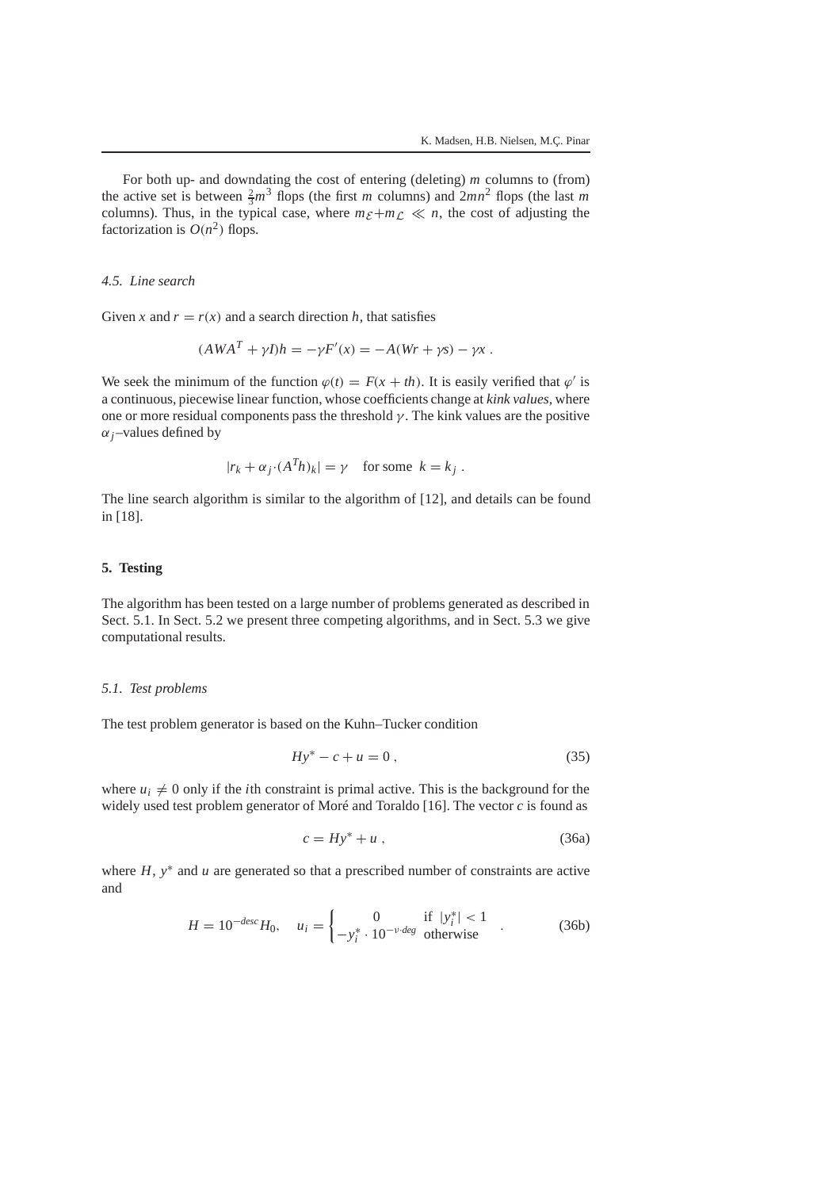For both up- and downdating the cost of entering (deleting) $m$ columns to (from) the active set is between $\frac{2}{3}m^3$ flops (the first $m$ columns) and $2mn^2$ flops (the last $m$ columns). Thus, in the typical case, where $m_{\mathcal{E}}+m_{\mathcal{L}} \ll n$, the cost of adjusting the factorization is $O(n^2)$ flops.

### *4.5. Line search*

Given $x$ and $r = r(x)$ and a search direction $h$, that satisfies

$$(AWA^T + \gamma I)h = -\gamma F'(x) = -A(Wr + \gamma s) - \gamma x .$$

We seek the minimum of the function $\varphi(t) = F(x + th)$. It is easily verified that $\varphi'$ is a continuous, piecewise linear function, whose coefficients change at *kink values,* where one or more residual components pass the threshold $\gamma$. The kink values are the positive $\alpha_j$–values defined by

$$|r_k + \alpha_j \cdot (A^T h)_k| = \gamma \quad \text{for some } \; k = k_j \; .$$

The line search algorithm is similar to the algorithm of [12], and details can be found in [18].

## 5. Testing

The algorithm has been tested on a large number of problems generated as described in Sect. 5.1. In Sect. 5.2 we present three competing algorithms, and in Sect. 5.3 we give computational results.

### *5.1. Test problems*

The test problem generator is based on the Kuhn–Tucker condition

$$Hy^* - c + u = 0 \, , \tag{35}$$

where $u_i \neq 0$ only if the $i$th constraint is primal active. This is the background for the widely used test problem generator of Moré and Toraldo [16]. The vector $c$ is found as

$$c = Hy^* + u \, , \tag{36a}$$

where $H$, $y^*$ and $u$ are generated so that a prescribed number of constraints are active and

$$H = 10^{-desc} H_0, \quad u_i = \begin{cases} 0 & \text{if } \; |y_i^*| < 1 \\ -y_i^* \cdot 10^{-\nu \cdot deg} & \text{otherwise} \end{cases} . \tag{36b}$$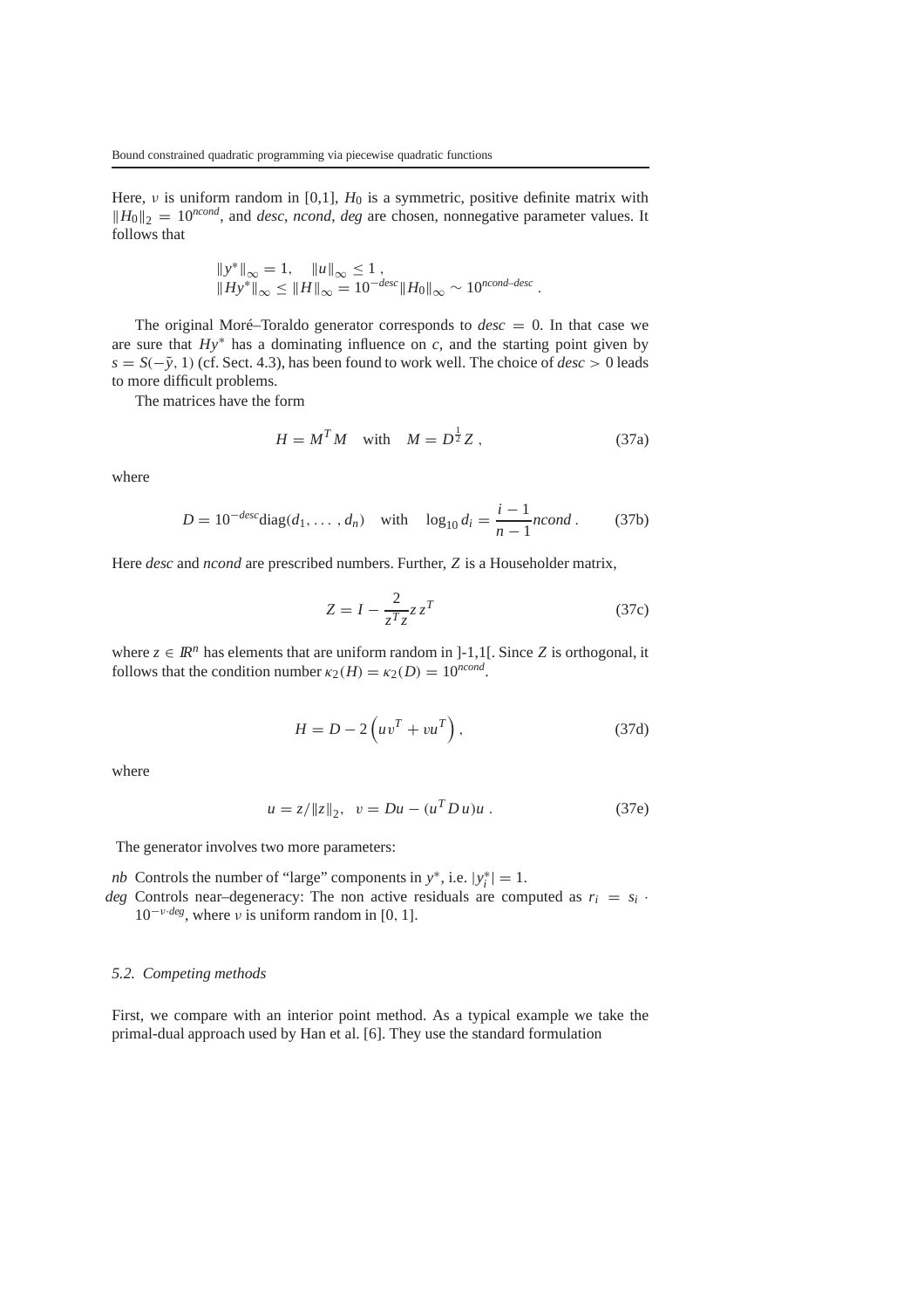Here, $\nu$ is uniform random in [0,1], $H_0$ is a symmetric, positive definite matrix with $\|H_0\|_2 = 10^{ncond}$, and *desc*, *ncond*, *deg* are chosen, nonnegative parameter values. It follows that

$$\|y^*\|_\infty = 1, \quad \|u\|_\infty \le 1 ,$$
$$\|Hy^*\|_\infty \le \|H\|_\infty = 10^{-desc}\|H_0\|_\infty \sim 10^{ncond-desc} .$$

The original Moré–Toraldo generator corresponds to $desc = 0$. In that case we are sure that $Hy^*$ has a dominating influence on $c$, and the starting point given by $s = S(-\tilde{y}, 1)$ (cf. Sect. 4.3), has been found to work well. The choice of $desc > 0$ leads to more difficult problems.

The matrices have the form

$$H = M^T M \quad \text{with} \quad M = D^{\frac{1}{2}} Z , \tag{37a}$$

where

$$D = 10^{-desc}\text{diag}(d_1, \ldots , d_n) \quad \text{with} \quad \log_{10} d_i = \frac{i-1}{n-1} ncond . \tag{37b}$$

Here *desc* and *ncond* are prescribed numbers. Further, $Z$ is a Householder matrix,

$$Z = I - \frac{2}{z^T z} z z^T \tag{37c}$$

where $z \in \mathbb{R}^n$ has elements that are uniform random in ]-1,1[. Since $Z$ is orthogonal, it follows that the condition number $\kappa_2(H) = \kappa_2(D) = 10^{ncond}$.

$$H = D - 2\left(uv^T + vu^T\right), \tag{37d}$$

where

$$u = z/\|z\|_2, \quad v = Du - (u^T D u)u . \tag{37e}$$

The generator involves two more parameters:

*nb* Controls the number of "large" components in $y^*$, i.e. $|y_i^*| = 1$.

*deg* Controls near–degeneracy: The non active residuals are computed as $r_i = s_i \cdot 10^{-\nu \cdot deg}$, where $\nu$ is uniform random in [0, 1].

### 5.2. Competing methods

First, we compare with an interior point method. As a typical example we take the primal-dual approach used by Han et al. [6]. They use the standard formulation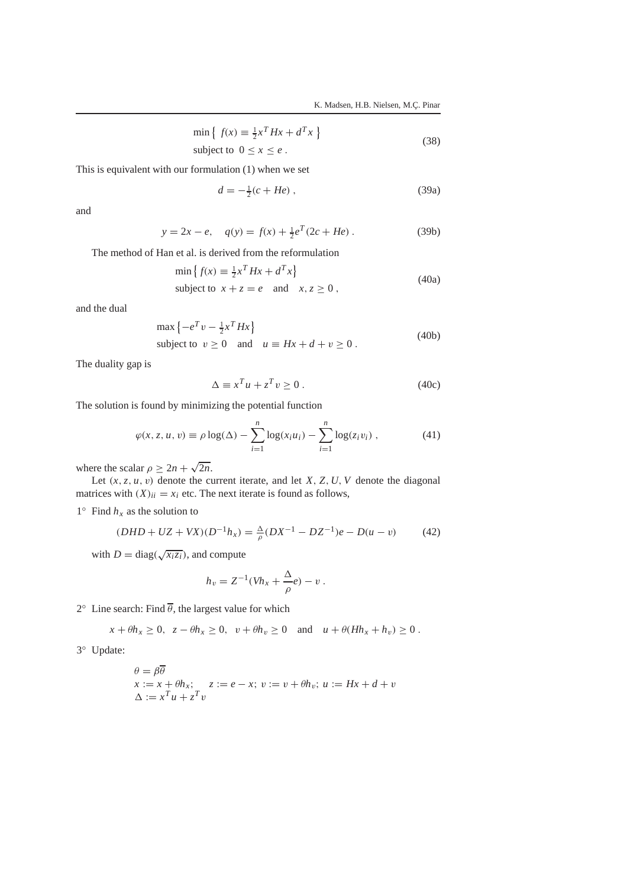$$\min \left\{ \; f(x) \equiv \tfrac{1}{2} x^T H x + d^T x \; \right\} \qquad \text{subject to} \;\; 0 \le x \le e \; . \tag{38}$$

This is equivalent with our formulation (1) when we set

$$d = -\tfrac{1}{2}(c + He) \; , \tag{39a}$$

and

$$y = 2x - e, \quad q(y) = \; f(x) + \tfrac{1}{2} e^T (2c + He) \; . \tag{39b}$$

The method of Han et al. is derived from the reformulation

$$\min \left\{ \, f(x) \equiv \tfrac{1}{2} x^T H x + d^T x \right\} \qquad \text{subject to} \;\; x + z = e \quad \text{and} \quad x, z \ge 0 \; , \tag{40a}$$

and the dual

$$\max \left\{ -e^T v - \tfrac{1}{2} x^T H x \right\} \qquad \text{subject to} \;\; v \ge 0 \quad \text{and} \quad u \equiv Hx + d + v \ge 0 \; . \tag{40b}$$

The duality gap is

$$\Delta \equiv x^T u + z^T v \ge 0 \; . \tag{40c}$$

The solution is found by minimizing the potential function

$$\varphi(x, z, u, v) \equiv \rho \log(\Delta) - \sum_{i=1}^{n} \log(x_i u_i) - \sum_{i=1}^{n} \log(z_i v_i) \; , \tag{41}$$

where the scalar $\rho \ge 2n + \sqrt{2n}$.

Let $(x, z, u, v)$ denote the current iterate, and let $X, Z, U, V$ denote the diagonal matrices with $(X)_{ii} = x_i$ etc. The next iterate is found as follows,

$1^\circ$ Find $h_x$ as the solution to

$$(DHD + UZ + VX)(D^{-1} h_x) = \tfrac{\Delta}{\rho}(DX^{-1} - DZ^{-1})e - D(u - v) \tag{42}$$

with $D = \mathrm{diag}(\sqrt{x_i z_i})$, and compute

$$h_v = Z^{-1}(V h_x + \frac{\Delta}{\rho} e) - v \; .$$

$2^\circ$ Line search: Find $\overline{\theta}$, the largest value for which

$$x + \theta h_x \ge 0, \;\; z - \theta h_x \ge 0, \;\; v + \theta h_v \ge 0 \quad \text{and} \quad u + \theta(H h_x + h_v) \ge 0 \; .$$

$3^\circ$ Update:

$$\begin{aligned} &\theta = \beta \overline{\theta} \\ &x := x + \theta h_x; \quad z := e - x; \; v := v + \theta h_v; \; u := Hx + d + v \\ &\Delta := x^T u + z^T v \end{aligned}$$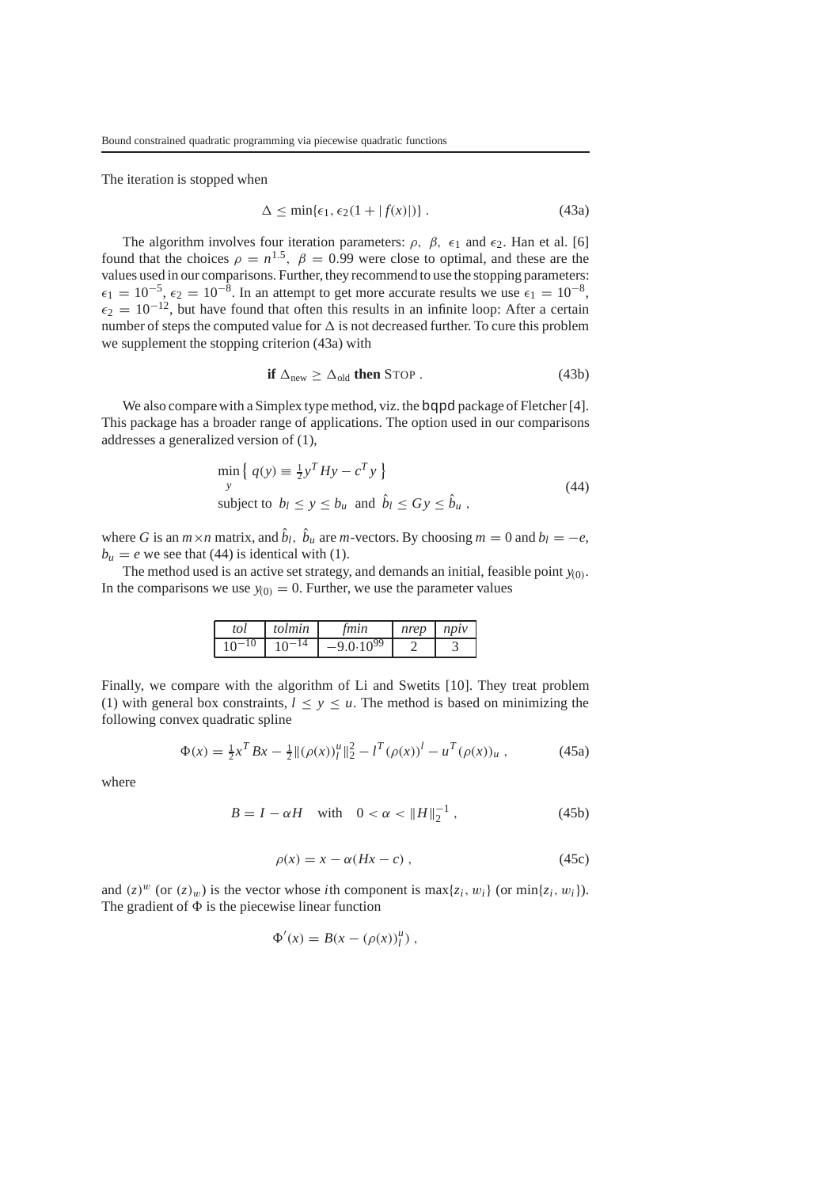The iteration is stopped when

$$\Delta \le \min\{\epsilon_1, \epsilon_2(1 + |f(x)|)\} \,. \tag{43a}$$

The algorithm involves four iteration parameters: $\rho$, $\beta$, $\epsilon_1$ and $\epsilon_2$. Han et al. [6] found that the choices $\rho = n^{1.5}$, $\beta = 0.99$ were close to optimal, and these are the values used in our comparisons. Further, they recommend to use the stopping parameters: $\epsilon_1 = 10^{-5}$, $\epsilon_2 = 10^{-8}$. In an attempt to get more accurate results we use $\epsilon_1 = 10^{-8}$, $\epsilon_2 = 10^{-12}$, but have found that often this results in an infinite loop: After a certain number of steps the computed value for $\Delta$ is not decreased further. To cure this problem we supplement the stopping criterion (43a) with

$$\textbf{if } \Delta_{\text{new}} \ge \Delta_{\text{old}} \textbf{ then } \text{STOP} \,. \tag{43b}$$

We also compare with a Simplex type method, viz. the bqpd package of Fletcher [4]. This package has a broader range of applications. The option used in our comparisons addresses a generalized version of (1),

$$\begin{aligned} &\min_y \left\{ \, q(y) \equiv \tfrac{1}{2} y^T H y - c^T y \, \right\} \\ &\text{subject to } \; b_l \le y \le b_u \; \text{ and } \; \hat{b}_l \le G y \le \hat{b}_u \,, \end{aligned} \tag{44}$$

where $G$ is an $m \times n$ matrix, and $\hat{b}_l$, $\hat{b}_u$ are $m$-vectors. By choosing $m = 0$ and $b_l = -e$, $b_u = e$ we see that (44) is identical with (1).

The method used is an active set strategy, and demands an initial, feasible point $y_{(0)}$. In the comparisons we use $y_{(0)} = 0$. Further, we use the parameter values

| *tol* | *tolmin* | *fmin* | *nrep* | *npiv* |
|---|---|---|---|---|
| $10^{-10}$ | $10^{-14}$ | $-9.0 \cdot 10^{99}$ | 2 | 3 |

Finally, we compare with the algorithm of Li and Swetits [10]. They treat problem (1) with general box constraints, $l \le y \le u$. The method is based on minimizing the following convex quadratic spline

$$\Phi(x) = \tfrac{1}{2} x^T B x - \tfrac{1}{2} \|(\rho(x))_l^u\|_2^2 - l^T (\rho(x))^l - u^T (\rho(x))_u \,, \tag{45a}$$

where

$$B = I - \alpha H \quad \text{with} \quad 0 < \alpha < \|H\|_2^{-1} \,, \tag{45b}$$

$$\rho(x) = x - \alpha(Hx - c) \,, \tag{45c}$$

and $(z)^w$ (or $(z)_w$) is the vector whose $i$th component is $\max\{z_i, w_i\}$ (or $\min\{z_i, w_i\}$). The gradient of $\Phi$ is the piecewise linear function

$$\Phi'(x) = B(x - (\rho(x))_l^u) \,,$$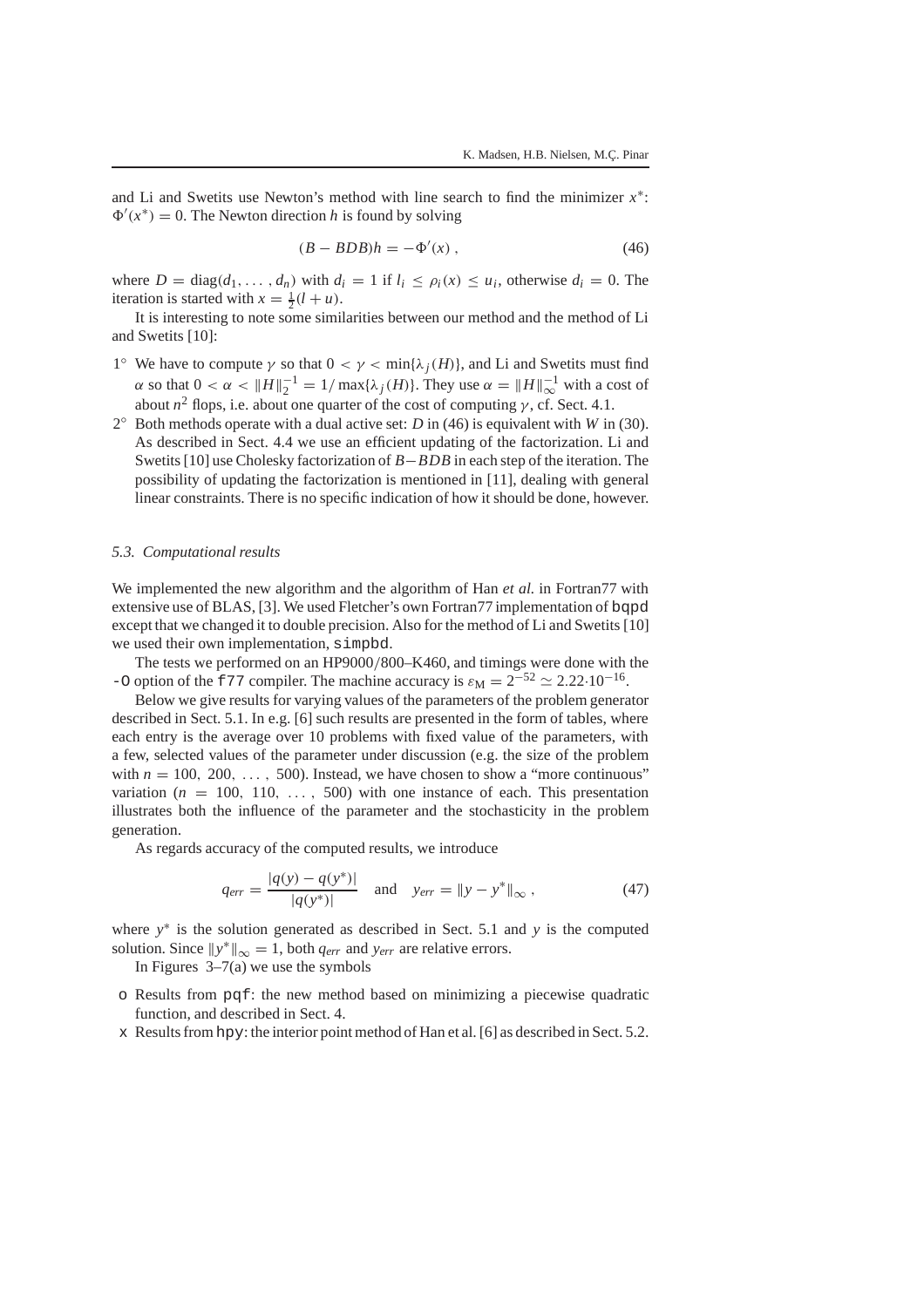and Li and Swetits use Newton's method with line search to find the minimizer $x^*$: $\Phi'(x^*) = 0$. The Newton direction $h$ is found by solving

$$(B - BDB)h = -\Phi'(x) , \tag{46}$$

where $D = \text{diag}(d_1, \ldots , d_n)$ with $d_i = 1$ if $l_i \le \rho_i(x) \le u_i$, otherwise $d_i = 0$. The iteration is started with $x = \frac{1}{2}(l + u)$.

It is interesting to note some similarities between our method and the method of Li and Swetits [10]:

1° We have to compute $\gamma$ so that $0 < \gamma < \min\{\lambda_j(H)\}$, and Li and Swetits must find $\alpha$ so that $0 < \alpha < \|H\|_2^{-1} = 1/\max\{\lambda_j(H)\}$. They use $\alpha = \|H\|_\infty^{-1}$ with a cost of about $n^2$ flops, i.e. about one quarter of the cost of computing $\gamma$, cf. Sect. 4.1.

2° Both methods operate with a dual active set: $D$ in (46) is equivalent with $W$ in (30). As described in Sect. 4.4 we use an efficient updating of the factorization. Li and Swetits [10] use Cholesky factorization of $B - BDB$ in each step of the iteration. The possibility of updating the factorization is mentioned in [11], dealing with general linear constraints. There is no specific indication of how it should be done, however.

### 5.3. Computational results

We implemented the new algorithm and the algorithm of Han *et al.* in Fortran77 with extensive use of BLAS, [3]. We used Fletcher's own Fortran77 implementation of `bqpd` except that we changed it to double precision. Also for the method of Li and Swetits [10] we used their own implementation, `simpbd`.

The tests we performed on an HP9000/800–K460, and timings were done with the `-O` option of the `f77` compiler. The machine accuracy is $\varepsilon_M = 2^{-52} \simeq 2.22 \cdot 10^{-16}$.

Below we give results for varying values of the parameters of the problem generator described in Sect. 5.1. In e.g. [6] such results are presented in the form of tables, where each entry is the average over 10 problems with fixed value of the parameters, with a few, selected values of the parameter under discussion (e.g. the size of the problem with $n = 100, 200, \ldots , 500$). Instead, we have chosen to show a "more continuous" variation ($n = 100, 110, \ldots , 500$) with one instance of each. This presentation illustrates both the influence of the parameter and the stochasticity in the problem generation.

As regards accuracy of the computed results, we introduce

$$q_{err} = \frac{|q(y) - q(y^*)|}{|q(y^*)|} \quad \text{and} \quad y_{err} = \|y - y^*\|_\infty , \tag{47}$$

where $y^*$ is the solution generated as described in Sect. 5.1 and $y$ is the computed solution. Since $\|y^*\|_\infty = 1$, both $q_{err}$ and $y_{err}$ are relative errors.

In Figures 3–7(a) we use the symbols

- o Results from `pqf`: the new method based on minimizing a piecewise quadratic function, and described in Sect. 4.
- x Results from `hpy`: the interior point method of Han et al. [6] as described in Sect. 5.2.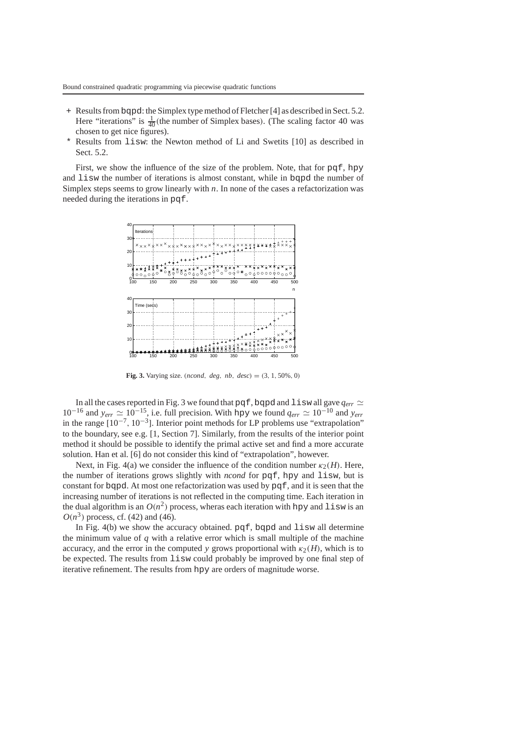- + Results from bqpd: the Simplex type method of Fletcher [4] as described in Sect. 5.2. Here "iterations" is $\frac{1}{40}$(the number of Simplex bases). (The scaling factor 40 was chosen to get nice figures).
- * Results from lisw: the Newton method of Li and Swetits [10] as described in Sect. 5.2.

First, we show the influence of the size of the problem. Note, that for pqf, hpy and lisw the number of iterations is almost constant, while in bqpd the number of Simplex steps seems to grow linearly with $n$. In none of the cases a refactorization was needed during the iterations in pqf.

**Fig. 3.** Varying size. $(ncond,\ deg,\ nb,\ desc) = (3,\ 1,\ 50\%,\ 0)$

In all the cases reported in Fig. 3 we found that pqf, bqpd and lisw all gave $q_{err} \simeq 10^{-16}$ and $y_{err} \simeq 10^{-15}$, i.e. full precision. With hpy we found $q_{err} \simeq 10^{-10}$ and $y_{err}$ in the range $[10^{-7}, 10^{-3}]$. Interior point methods for LP problems use "extrapolation" to the boundary, see e.g. [1, Section 7]. Similarly, from the results of the interior point method it should be possible to identify the primal active set and find a more accurate solution. Han et al. [6] do not consider this kind of "extrapolation", however.

Next, in Fig. 4(a) we consider the influence of the condition number $\kappa_2(H)$. Here, the number of iterations grows slightly with *ncond* for pqf, hpy and lisw, but is constant for bqpd. At most one refactorization was used by pqf, and it is seen that the increasing number of iterations is not reflected in the computing time. Each iteration in the dual algorithm is an $O(n^2)$ process, wheras each iteration with hpy and lisw is an $O(n^3)$ process, cf. (42) and (46).

In Fig. 4(b) we show the accuracy obtained. pqf, bqpd and lisw all determine the minimum value of $q$ with a relative error which is small multiple of the machine accuracy, and the error in the computed $y$ grows proportional with $\kappa_2(H)$, which is to be expected. The results from lisw could probably be improved by one final step of iterative refinement. The results from hpy are orders of magnitude worse.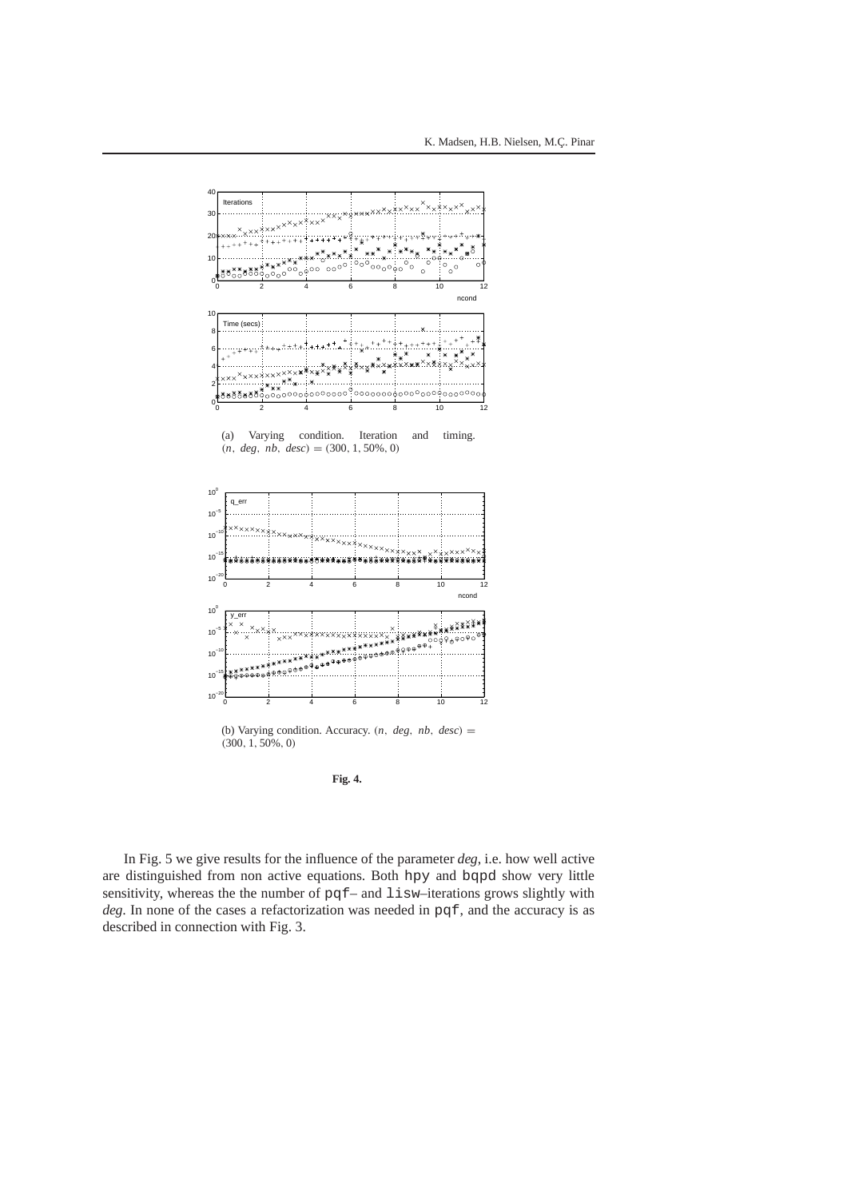(a) Varying condition. Iteration and timing. $(n,\ deg,\ nb,\ desc) = (300, 1, 50\%, 0)$

(b) Varying condition. Accuracy. $(n,\ deg,\ nb,\ desc) = (300, 1, 50\%, 0)$

**Fig. 4.**

In Fig. 5 we give results for the influence of the parameter *deg*, i.e. how well active are distinguished from non active equations. Both hpy and bqpd show very little sensitivity, whereas the the number of pqf– and lisw–iterations grows slightly with *deg*. In none of the cases a refactorization was needed in pqf, and the accuracy is as described in connection with Fig. 3.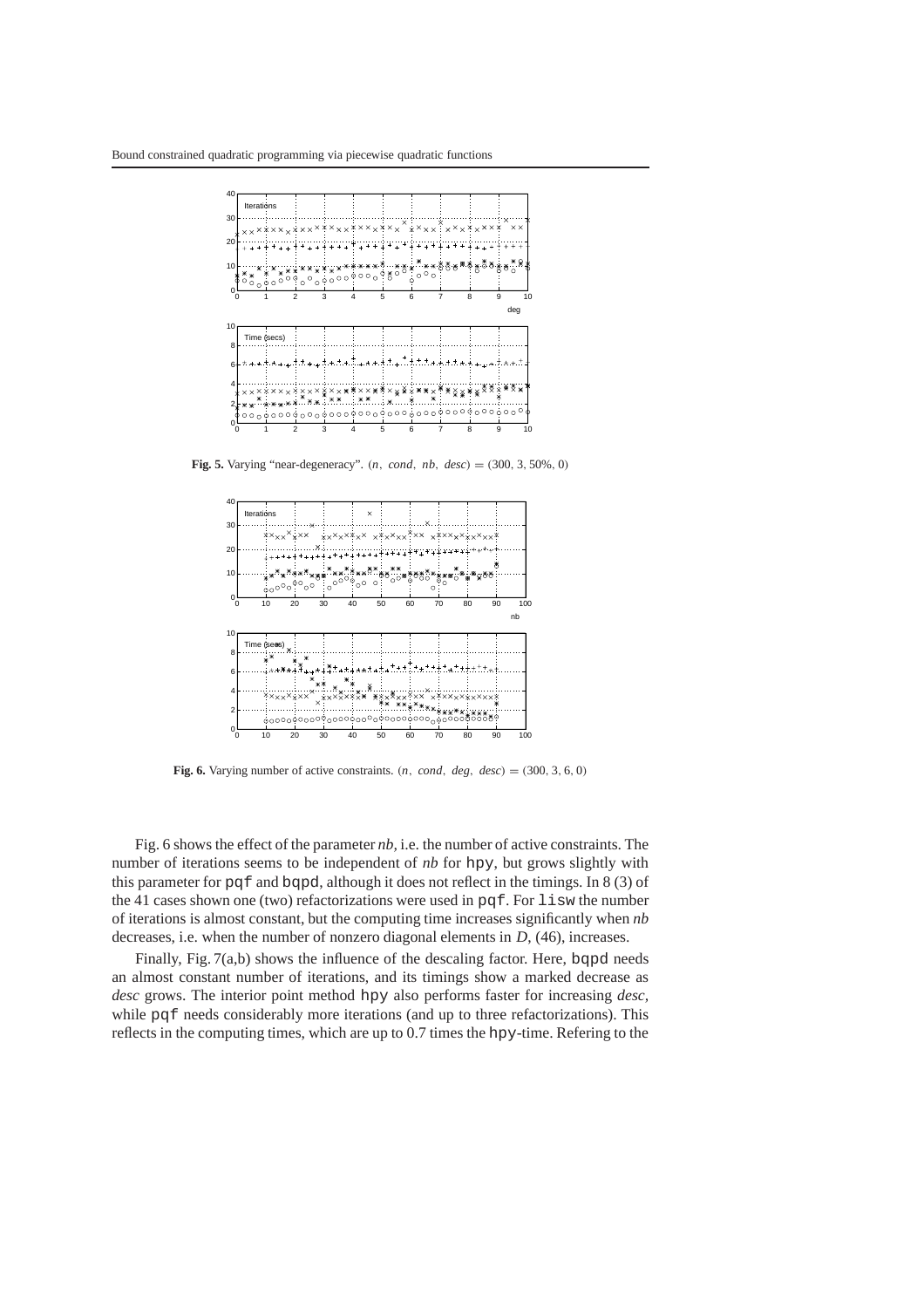**Fig. 5.** Varying "near-degeneracy". $(n,\ cond,\ nb,\ desc) = (300, 3, 50\%, 0)$

**Fig. 6.** Varying number of active constraints. $(n,\ cond,\ deg,\ desc) = (300, 3, 6, 0)$

Fig. 6 shows the effect of the parameter *nb*, i.e. the number of active constraints. The number of iterations seems to be independent of *nb* for `hpy`, but grows slightly with this parameter for `pqf` and `bqpd`, although it does not reflect in the timings. In 8 (3) of the 41 cases shown one (two) refactorizations were used in `pqf`. For `lisw` the number of iterations is almost constant, but the computing time increases significantly when *nb* decreases, i.e. when the number of nonzero diagonal elements in $D$, (46), increases.

Finally, Fig. 7(a,b) shows the influence of the descaling factor. Here, `bqpd` needs an almost constant number of iterations, and its timings show a marked decrease as *desc* grows. The interior point method `hpy` also performs faster for increasing *desc*, while `pqf` needs considerably more iterations (and up to three refactorizations). This reflects in the computing times, which are up to 0.7 times the `hpy`-time. Refering to the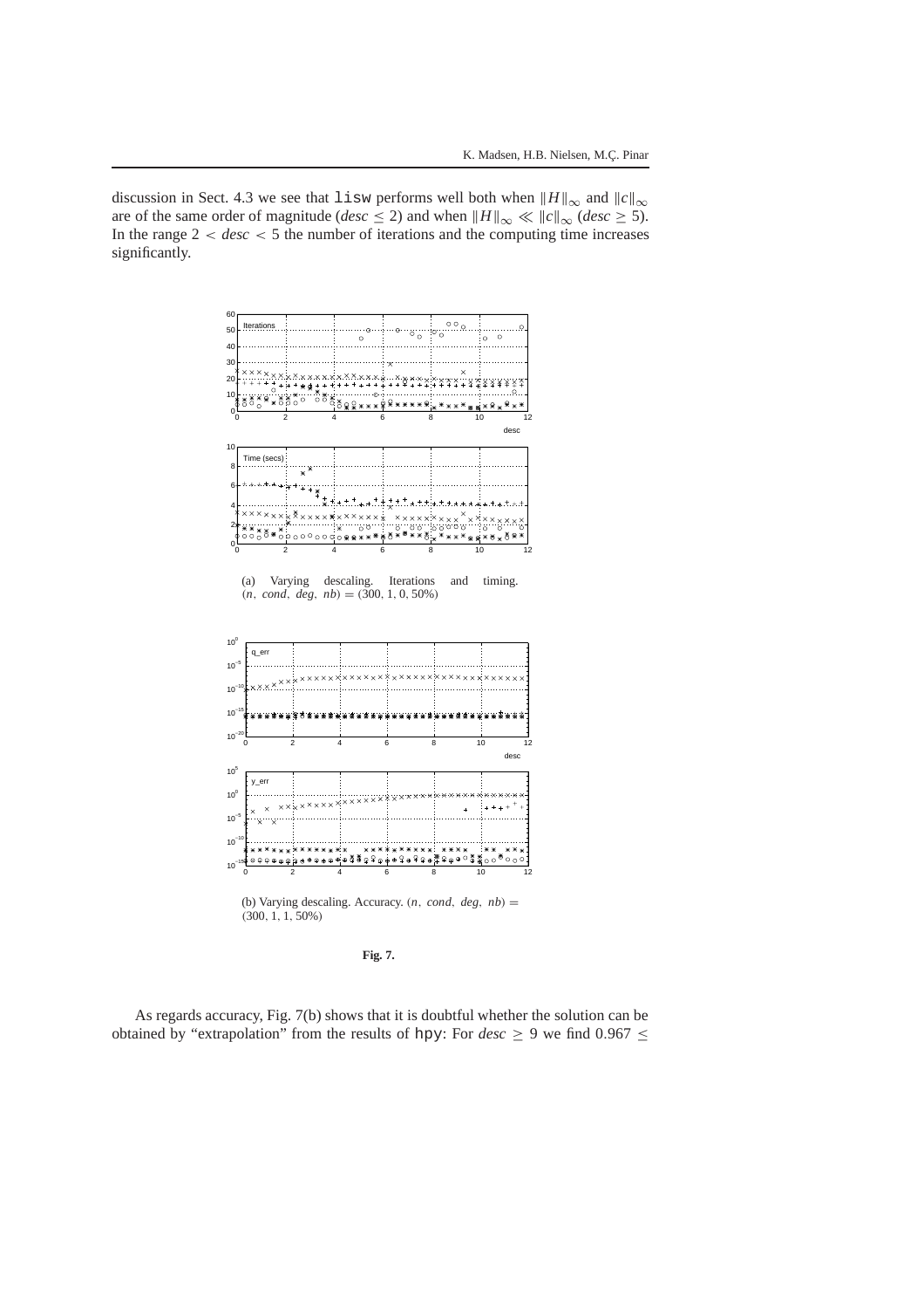discussion in Sect. 4.3 we see that `lisw` performs well both when $\|H\|_\infty$ and $\|c\|_\infty$ are of the same order of magnitude ($desc \leq 2$) and when $\|H\|_\infty \ll \|c\|_\infty$ ($desc \geq 5$). In the range $2 < desc < 5$ the number of iterations and the computing time increases significantly.

(a) Varying descaling. Iterations and timing. $(n,\ cond,\ deg,\ nb) = (300,\ 1,\ 0,\ 50\%)$

(b) Varying descaling. Accuracy. $(n,\ cond,\ deg,\ nb) = (300,\ 1,\ 1,\ 50\%)$

**Fig. 7.**

As regards accuracy, Fig. 7(b) shows that it is doubtful whether the solution can be obtained by "extrapolation" from the results of `hpy`: For $desc \geq 9$ we find $0.967 \leq$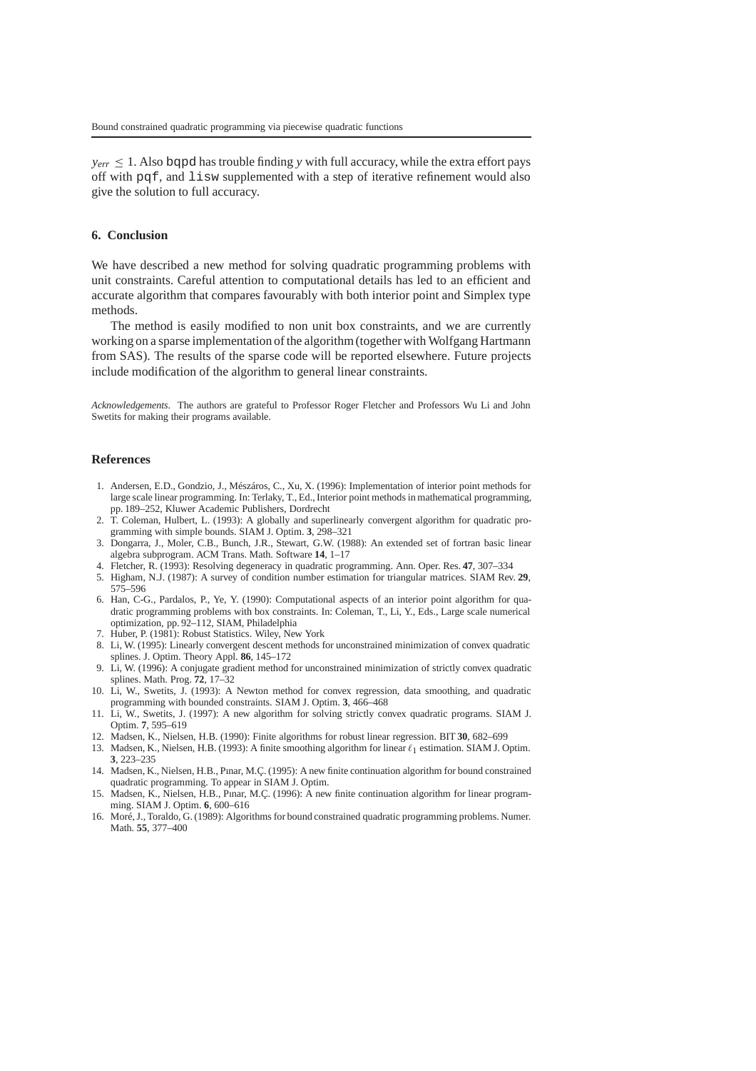$y_{err} \leq 1$. Also `bqpd` has trouble finding $y$ with full accuracy, while the extra effort pays off with `pqf`, and `lisw` supplemented with a step of iterative refinement would also give the solution to full accuracy.

## 6. Conclusion

We have described a new method for solving quadratic programming problems with unit constraints. Careful attention to computational details has led to an efficient and accurate algorithm that compares favourably with both interior point and Simplex type methods.

The method is easily modified to non unit box constraints, and we are currently working on a sparse implementation of the algorithm (together with Wolfgang Hartmann from SAS). The results of the sparse code will be reported elsewhere. Future projects include modification of the algorithm to general linear constraints.

*Acknowledgements.* The authors are grateful to Professor Roger Fletcher and Professors Wu Li and John Swetits for making their programs available.

## References

1. Andersen, E.D., Gondzio, J., Mészáros, C., Xu, X. (1996): Implementation of interior point methods for large scale linear programming. In: Terlaky, T., Ed., Interior point methods in mathematical programming, pp. 189–252, Kluwer Academic Publishers, Dordrecht
2. T. Coleman, Hulbert, L. (1993): A globally and superlinearly convergent algorithm for quadratic programming with simple bounds. SIAM J. Optim. **3**, 298–321
3. Dongarra, J., Moler, C.B., Bunch, J.R., Stewart, G.W. (1988): An extended set of fortran basic linear algebra subprogram. ACM Trans. Math. Software **14**, 1–17
4. Fletcher, R. (1993): Resolving degeneracy in quadratic programming. Ann. Oper. Res. **47**, 307–334
5. Higham, N.J. (1987): A survey of condition number estimation for triangular matrices. SIAM Rev. **29**, 575–596
6. Han, C-G., Pardalos, P., Ye, Y. (1990): Computational aspects of an interior point algorithm for quadratic programming problems with box constraints. In: Coleman, T., Li, Y., Eds., Large scale numerical optimization, pp. 92–112, SIAM, Philadelphia
7. Huber, P. (1981): Robust Statistics. Wiley, New York
8. Li, W. (1995): Linearly convergent descent methods for unconstrained minimization of convex quadratic splines. J. Optim. Theory Appl. **86**, 145–172
9. Li, W. (1996): A conjugate gradient method for unconstrained minimization of strictly convex quadratic splines. Math. Prog. **72**, 17–32
10. Li, W., Swetits, J. (1993): A Newton method for convex regression, data smoothing, and quadratic programming with bounded constraints. SIAM J. Optim. **3**, 466–468
11. Li, W., Swetits, J. (1997): A new algorithm for solving strictly convex quadratic programs. SIAM J. Optim. **7**, 595–619
12. Madsen, K., Nielsen, H.B. (1990): Finite algorithms for robust linear regression. BIT **30**, 682–699
13. Madsen, K., Nielsen, H.B. (1993): A finite smoothing algorithm for linear $\ell_1$ estimation. SIAM J. Optim. **3**, 223–235
14. Madsen, K., Nielsen, H.B., Pınar, M.Ç. (1995): A new finite continuation algorithm for bound constrained quadratic programming. To appear in SIAM J. Optim.
15. Madsen, K., Nielsen, H.B., Pınar, M.Ç. (1996): A new finite continuation algorithm for linear programming. SIAM J. Optim. **6**, 600–616
16. Moré, J., Toraldo, G. (1989): Algorithms for bound constrained quadratic programming problems. Numer. Math. **55**, 377–400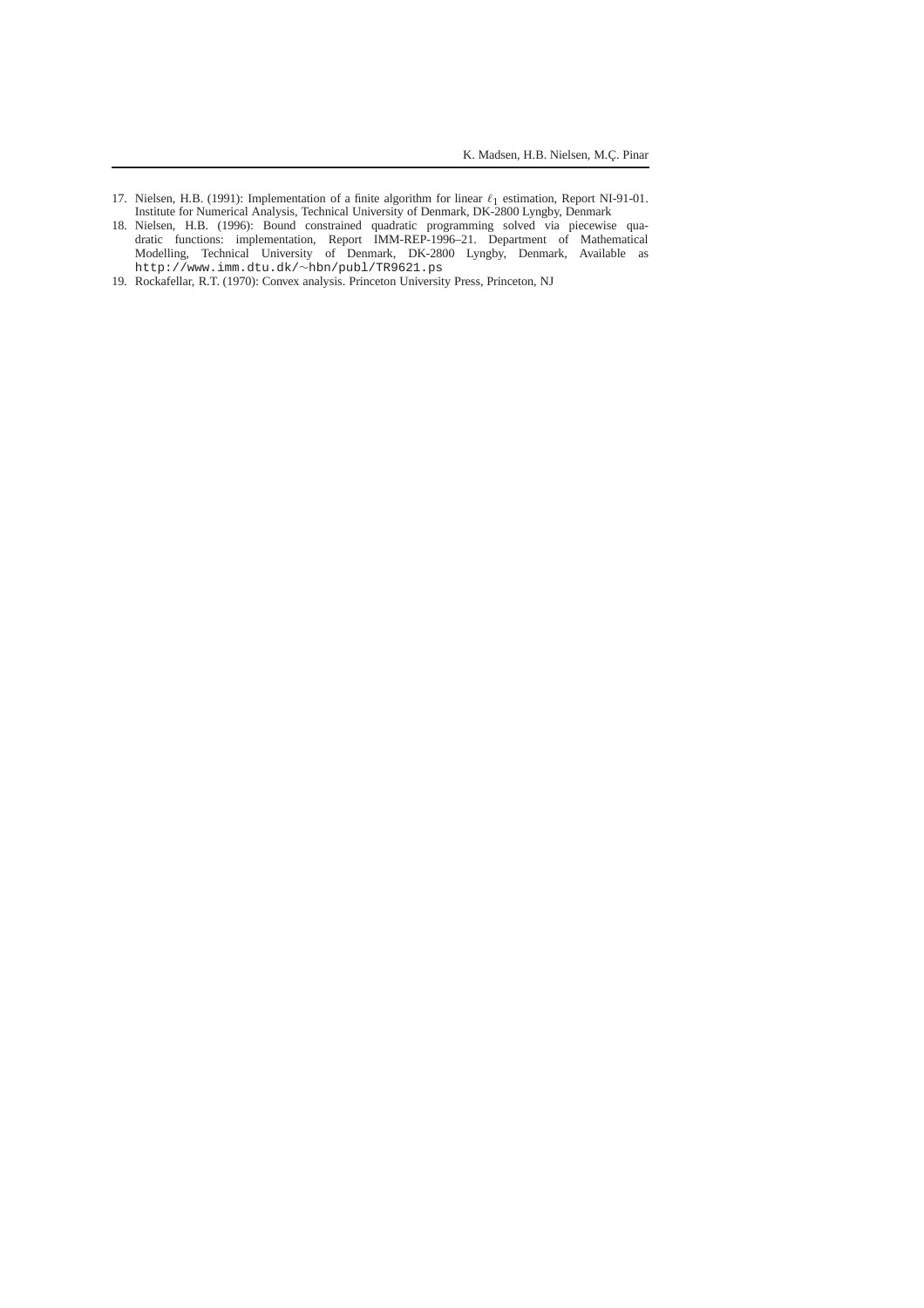17. Nielsen, H.B. (1991): Implementation of a finite algorithm for linear $\ell_1$ estimation, Report NI-91-01. Institute for Numerical Analysis, Technical University of Denmark, DK-2800 Lyngby, Denmark
18. Nielsen, H.B. (1996): Bound constrained quadratic programming solved via piecewise quadratic functions: implementation, Report IMM-REP-1996–21. Department of Mathematical Modelling, Technical University of Denmark, DK-2800 Lyngby, Denmark, Available as `http://www.imm.dtu.dk/~hbn/publ/TR9621.ps`
19. Rockafellar, R.T. (1970): Convex analysis. Princeton University Press, Princeton, NJ